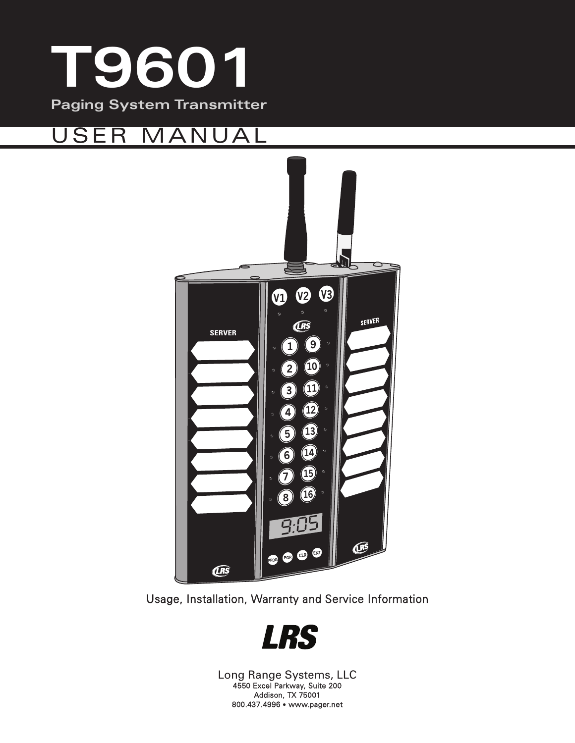# T9601

## Paging System Transmitter

# USER MANUAL

Usage, Installation, Warranty and Service Information

**LRS**

Long Range Systems, LLC
4550 Excel Parkway, Suite 200
Addison, TX 75001
800.437.4996 • www.pager.net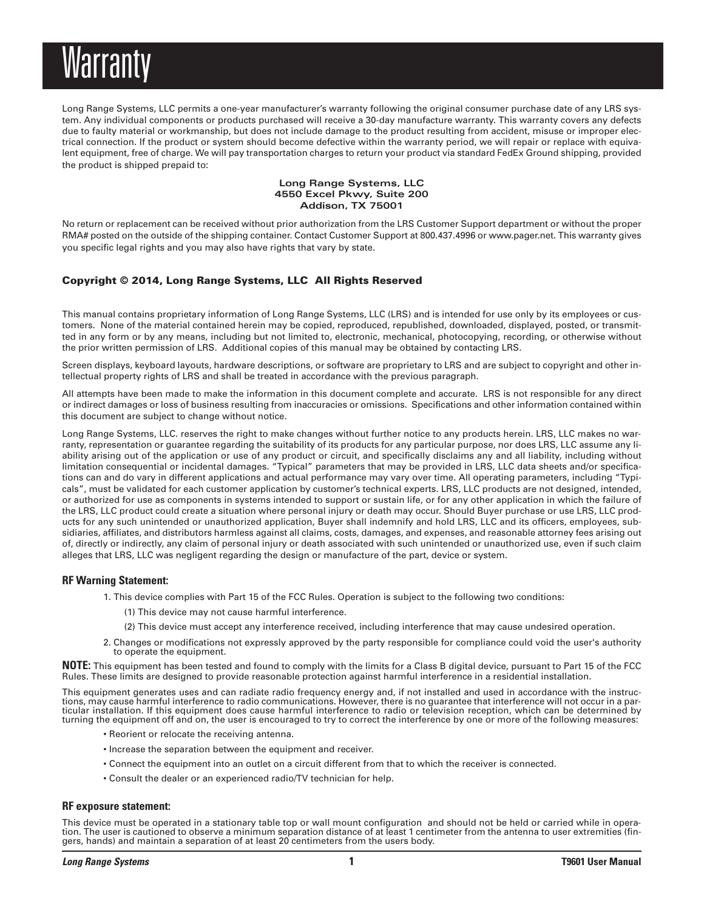# Warranty

Long Range Systems, LLC permits a one-year manufacturer's warranty following the original consumer purchase date of any LRS system. Any individual components or products purchased will receive a 30-day manufacture warranty. This warranty covers any defects due to faulty material or workmanship, but does not include damage to the product resulting from accident, misuse or improper electrical connection. If the product or system should become defective within the warranty period, we will repair or replace with equivalent equipment, free of charge. We will pay transportation charges to return your product via standard FedEx Ground shipping, provided the product is shipped prepaid to:

**Long Range Systems, LLC**
**4550 Excel Pkwy, Suite 200**
**Addison, TX 75001**

No return or replacement can be received without prior authorization from the LRS Customer Support department or without the proper RMA# posted on the outside of the shipping container. Contact Customer Support at 800.437.4996 or www.pager.net. This warranty gives you specific legal rights and you may also have rights that vary by state.

**Copyright © 2014, Long Range Systems, LLC All Rights Reserved**

This manual contains proprietary information of Long Range Systems, LLC (LRS) and is intended for use only by its employees or customers. None of the material contained herein may be copied, reproduced, republished, downloaded, displayed, posted, or transmitted in any form or by any means, including but not limited to, electronic, mechanical, photocopying, recording, or otherwise without the prior written permission of LRS. Additional copies of this manual may be obtained by contacting LRS.

Screen displays, keyboard layouts, hardware descriptions, or software are proprietary to LRS and are subject to copyright and other intellectual property rights of LRS and shall be treated in accordance with the previous paragraph.

All attempts have been made to make the information in this document complete and accurate. LRS is not responsible for any direct or indirect damages or loss of business resulting from inaccuracies or omissions. Specifications and other information contained within this document are subject to change without notice.

Long Range Systems, LLC. reserves the right to make changes without further notice to any products herein. LRS, LLC makes no warranty, representation or guarantee regarding the suitability of its products for any particular purpose, nor does LRS, LLC assume any liability arising out of the application or use of any product or circuit, and specifically disclaims any and all liability, including without limitation consequential or incidental damages. "Typical" parameters that may be provided in LRS, LLC data sheets and/or specifications can and do vary in different applications and actual performance may vary over time. All operating parameters, including "Typicals", must be validated for each customer application by customer's technical experts. LRS, LLC products are not designed, intended, or authorized for use as components in systems intended to support or sustain life, or for any other application in which the failure of the LRS, LLC product could create a situation where personal injury or death may occur. Should Buyer purchase or use LRS, LLC products for any such unintended or unauthorized application, Buyer shall indemnify and hold LRS, LLC and its officers, employees, subsidiaries, affiliates, and distributors harmless against all claims, costs, damages, and expenses, and reasonable attorney fees arising out of, directly or indirectly, any claim of personal injury or death associated with such unintended or unauthorized use, even if such claim alleges that LRS, LLC was negligent regarding the design or manufacture of the part, device or system.

### RF Warning Statement:

1. This device complies with Part 15 of the FCC Rules. Operation is subject to the following two conditions:

   (1) This device may not cause harmful interference.

   (2) This device must accept any interference received, including interference that may cause undesired operation.

2. Changes or modifications not expressly approved by the party responsible for compliance could void the user's authority to operate the equipment.

**NOTE:** This equipment has been tested and found to comply with the limits for a Class B digital device, pursuant to Part 15 of the FCC Rules. These limits are designed to provide reasonable protection against harmful interference in a residential installation.

This equipment generates uses and can radiate radio frequency energy and, if not installed and used in accordance with the instructions, may cause harmful interference to radio communications. However, there is no guarantee that interference will not occur in a particular installation. If this equipment does cause harmful interference to radio or television reception, which can be determined by turning the equipment off and on, the user is encouraged to try to correct the interference by one or more of the following measures:

- Reorient or relocate the receiving antenna.
- Increase the separation between the equipment and receiver.
- Connect the equipment into an outlet on a circuit different from that to which the receiver is connected.
- Consult the dealer or an experienced radio/TV technician for help.

### RF exposure statement:

This device must be operated in a stationary table top or wall mount configuration and should not be held or carried while in operation. The user is cautioned to observe a minimum separation distance of at least 1 centimeter from the antenna to user extremities (fingers, hands) and maintain a separation of at least 20 centimeters from the users body.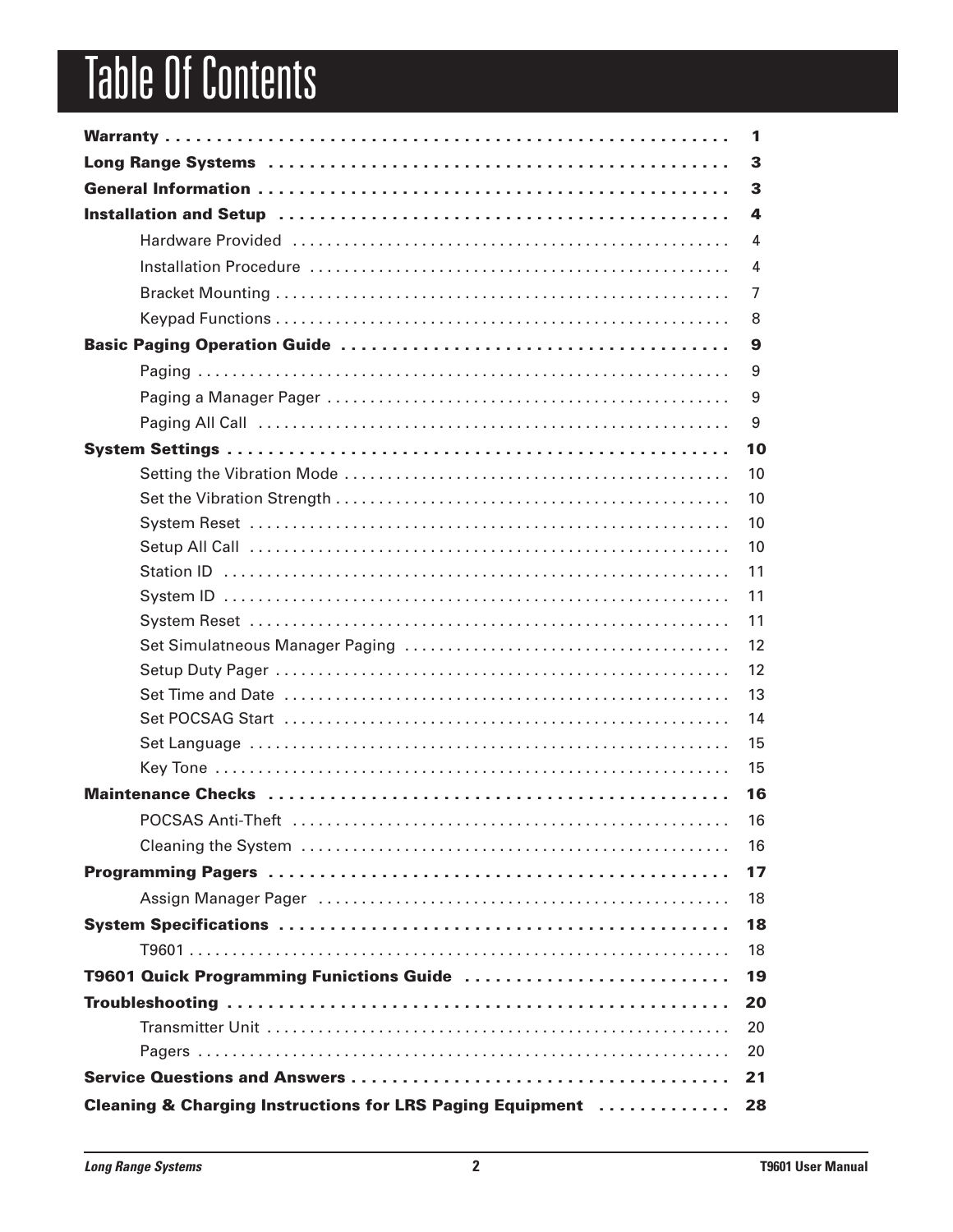# Table Of Contents

**Warranty** . . . . . . . . . . . . . . . . . . . . . . . . . . . . . . . . . . . . . . . . . . . . . . . . . . . . . . . . **1**

**Long Range Systems** . . . . . . . . . . . . . . . . . . . . . . . . . . . . . . . . . . . . . . . . . . . . . . . **3**

**General Information** . . . . . . . . . . . . . . . . . . . . . . . . . . . . . . . . . . . . . . . . . . . . . . . . **3**

**Installation and Setup** . . . . . . . . . . . . . . . . . . . . . . . . . . . . . . . . . . . . . . . . . . . . . . **4**

- Hardware Provided . . . . . . . . . . . . . . . . . . . . . . . . . . . . . . . . . . . . . . . . . . . . . . . . . . 4
- Installation Procedure . . . . . . . . . . . . . . . . . . . . . . . . . . . . . . . . . . . . . . . . . . . . . . . . 4
- Bracket Mounting . . . . . . . . . . . . . . . . . . . . . . . . . . . . . . . . . . . . . . . . . . . . . . . . . . . . 7
- Keypad Functions . . . . . . . . . . . . . . . . . . . . . . . . . . . . . . . . . . . . . . . . . . . . . . . . . . . . 8

**Basic Paging Operation Guide** . . . . . . . . . . . . . . . . . . . . . . . . . . . . . . . . . . . . . . . **9**

- Paging . . . . . . . . . . . . . . . . . . . . . . . . . . . . . . . . . . . . . . . . . . . . . . . . . . . . . . . . . . . . . 9
- Paging a Manager Pager . . . . . . . . . . . . . . . . . . . . . . . . . . . . . . . . . . . . . . . . . . . . . . 9
- Paging All Call . . . . . . . . . . . . . . . . . . . . . . . . . . . . . . . . . . . . . . . . . . . . . . . . . . . . . . 9

**System Settings** . . . . . . . . . . . . . . . . . . . . . . . . . . . . . . . . . . . . . . . . . . . . . . . . . . . **10**

- Setting the Vibration Mode . . . . . . . . . . . . . . . . . . . . . . . . . . . . . . . . . . . . . . . . . . . . 10
- Set the Vibration Strength . . . . . . . . . . . . . . . . . . . . . . . . . . . . . . . . . . . . . . . . . . . . . 10
- System Reset . . . . . . . . . . . . . . . . . . . . . . . . . . . . . . . . . . . . . . . . . . . . . . . . . . . . . . . 10
- Setup All Call . . . . . . . . . . . . . . . . . . . . . . . . . . . . . . . . . . . . . . . . . . . . . . . . . . . . . . . 10
- Station ID . . . . . . . . . . . . . . . . . . . . . . . . . . . . . . . . . . . . . . . . . . . . . . . . . . . . . . . . . . 11
- System ID . . . . . . . . . . . . . . . . . . . . . . . . . . . . . . . . . . . . . . . . . . . . . . . . . . . . . . . . . . 11
- System Reset . . . . . . . . . . . . . . . . . . . . . . . . . . . . . . . . . . . . . . . . . . . . . . . . . . . . . . . 11
- Set Simulatneous Manager Paging . . . . . . . . . . . . . . . . . . . . . . . . . . . . . . . . . . . . . . 12
- Setup Duty Pager . . . . . . . . . . . . . . . . . . . . . . . . . . . . . . . . . . . . . . . . . . . . . . . . . . . . 12
- Set Time and Date . . . . . . . . . . . . . . . . . . . . . . . . . . . . . . . . . . . . . . . . . . . . . . . . . . . 13
- Set POCSAG Start . . . . . . . . . . . . . . . . . . . . . . . . . . . . . . . . . . . . . . . . . . . . . . . . . . . 14
- Set Language . . . . . . . . . . . . . . . . . . . . . . . . . . . . . . . . . . . . . . . . . . . . . . . . . . . . . . . 15
- Key Tone . . . . . . . . . . . . . . . . . . . . . . . . . . . . . . . . . . . . . . . . . . . . . . . . . . . . . . . . . . 15

**Maintenance Checks** . . . . . . . . . . . . . . . . . . . . . . . . . . . . . . . . . . . . . . . . . . . . . . . **16**

- POCSAS Anti-Theft . . . . . . . . . . . . . . . . . . . . . . . . . . . . . . . . . . . . . . . . . . . . . . . . . . 16
- Cleaning the System . . . . . . . . . . . . . . . . . . . . . . . . . . . . . . . . . . . . . . . . . . . . . . . . . 16

**Programming Pagers** . . . . . . . . . . . . . . . . . . . . . . . . . . . . . . . . . . . . . . . . . . . . . . . **17**

- Assign Manager Pager . . . . . . . . . . . . . . . . . . . . . . . . . . . . . . . . . . . . . . . . . . . . . . . 18

**System Specifications** . . . . . . . . . . . . . . . . . . . . . . . . . . . . . . . . . . . . . . . . . . . . . . **18**

- T9601 . . . . . . . . . . . . . . . . . . . . . . . . . . . . . . . . . . . . . . . . . . . . . . . . . . . . . . . . . . . . 18

**T9601 Quick Programming Funictions Guide** . . . . . . . . . . . . . . . . . . . . . . . . . . **19**

**Troubleshooting** . . . . . . . . . . . . . . . . . . . . . . . . . . . . . . . . . . . . . . . . . . . . . . . . . . **20**

- Transmitter Unit . . . . . . . . . . . . . . . . . . . . . . . . . . . . . . . . . . . . . . . . . . . . . . . . . . . . 20
- Pagers . . . . . . . . . . . . . . . . . . . . . . . . . . . . . . . . . . . . . . . . . . . . . . . . . . . . . . . . . . . . 20

**Service Questions and Answers** . . . . . . . . . . . . . . . . . . . . . . . . . . . . . . . . . . . . . . **21**

**Cleaning & Charging Instructions for LRS Paging Equipment** . . . . . . . . . . . . . **28**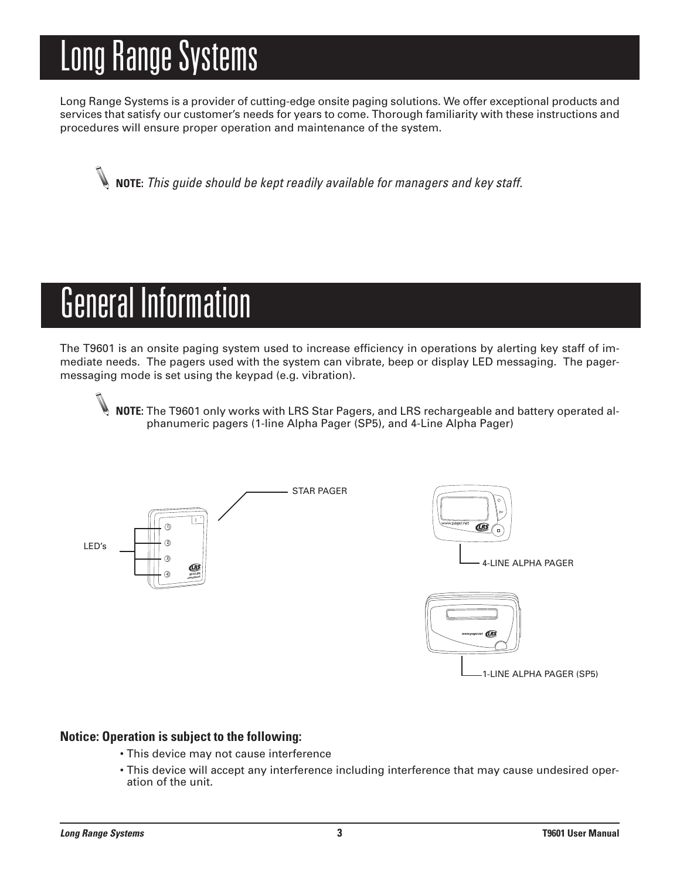# Long Range Systems

Long Range Systems is a provider of cutting-edge onsite paging solutions. We offer exceptional products and services that satisfy our customer's needs for years to come. Thorough familiarity with these instructions and procedures will ensure proper operation and maintenance of the system.

**NOTE:** *This guide should be kept readily available for managers and key staff.*

# General Information

The T9601 is an onsite paging system used to increase efficiency in operations by alerting key staff of immediate needs. The pagers used with the system can vibrate, beep or display LED messaging. The pager-messaging mode is set using the keypad (e.g. vibration).

**NOTE:** The T9601 only works with LRS Star Pagers, and LRS rechargeable and battery operated alphanumeric pagers (1-line Alpha Pager (SP5), and 4-Line Alpha Pager)

STAR PAGER

LED's

4-LINE ALPHA PAGER

1-LINE ALPHA PAGER (SP5)

**Notice: Operation is subject to the following:**

- This device may not cause interference
- This device will accept any interference including interference that may cause undesired operation of the unit.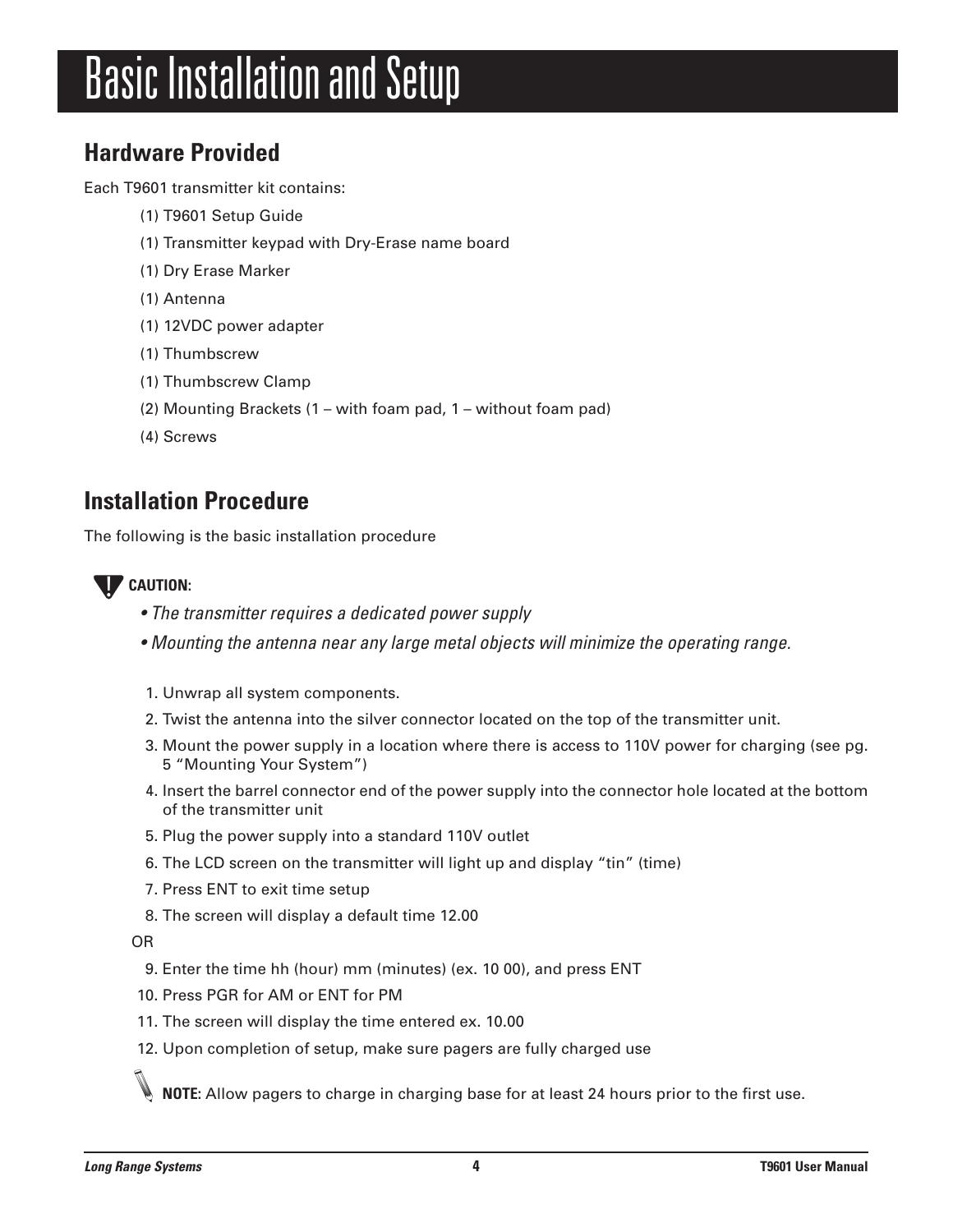# Basic Installation and Setup

## Hardware Provided

Each T9601 transmitter kit contains:

- (1) T9601 Setup Guide
- (1) Transmitter keypad with Dry-Erase name board
- (1) Dry Erase Marker
- (1) Antenna
- (1) 12VDC power adapter
- (1) Thumbscrew
- (1) Thumbscrew Clamp
- (2) Mounting Brackets (1 – with foam pad, 1 – without foam pad)
- (4) Screws

## Installation Procedure

The following is the basic installation procedure

**CAUTION:**

- *The transmitter requires a dedicated power supply*
- *Mounting the antenna near any large metal objects will minimize the operating range.*

1. Unwrap all system components.
2. Twist the antenna into the silver connector located on the top of the transmitter unit.
3. Mount the power supply in a location where there is access to 110V power for charging (see pg. 5 “Mounting Your System”)
4. Insert the barrel connector end of the power supply into the connector hole located at the bottom of the transmitter unit
5. Plug the power supply into a standard 110V outlet
6. The LCD screen on the transmitter will light up and display “tin” (time)
7. Press ENT to exit time setup
8. The screen will display a default time 12.00

OR

9. Enter the time hh (hour) mm (minutes) (ex. 10 00), and press ENT
10. Press PGR for AM or ENT for PM
11. The screen will display the time entered ex. 10.00
12. Upon completion of setup, make sure pagers are fully charged use

**NOTE:** Allow pagers to charge in charging base for at least 24 hours prior to the first use.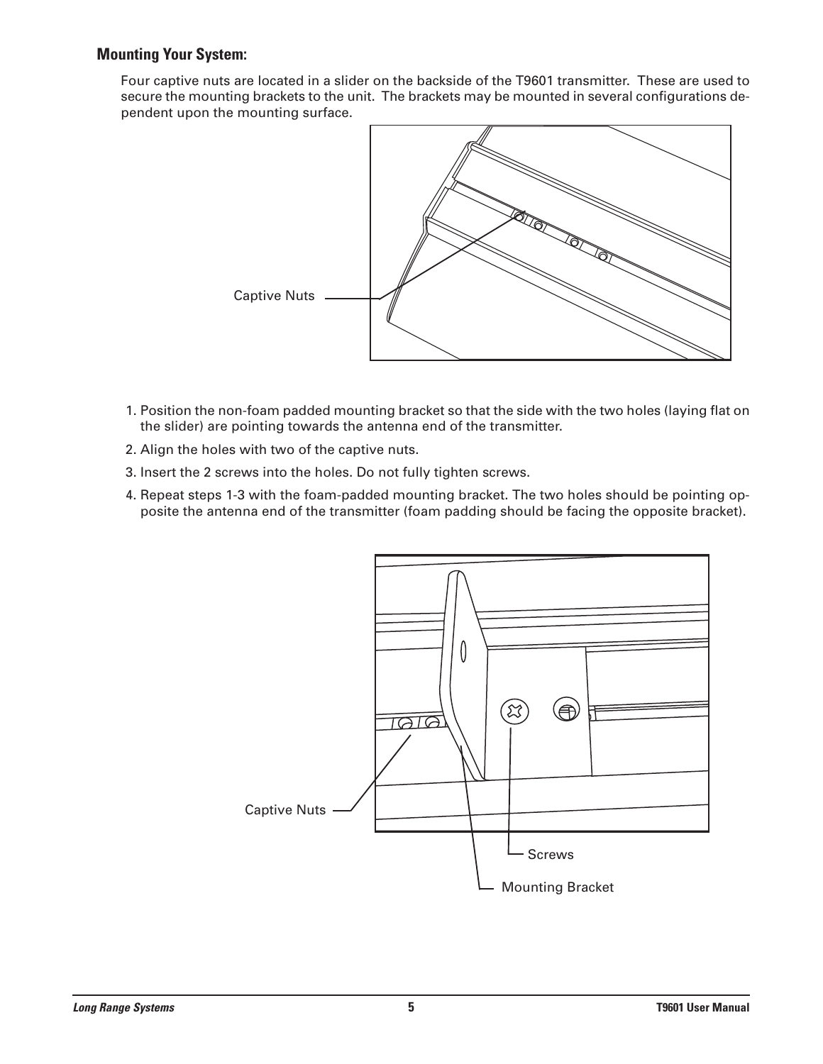### Mounting Your System:

Four captive nuts are located in a slider on the backside of the T9601 transmitter. These are used to secure the mounting brackets to the unit. The brackets may be mounted in several configurations dependent upon the mounting surface.

Captive Nuts

1. Position the non-foam padded mounting bracket so that the side with the two holes (laying flat on the slider) are pointing towards the antenna end of the transmitter.
2. Align the holes with two of the captive nuts.
3. Insert the 2 screws into the holes. Do not fully tighten screws.
4. Repeat steps 1-3 with the foam-padded mounting bracket. The two holes should be pointing opposite the antenna end of the transmitter (foam padding should be facing the opposite bracket).

Captive Nuts

Screws

Mounting Bracket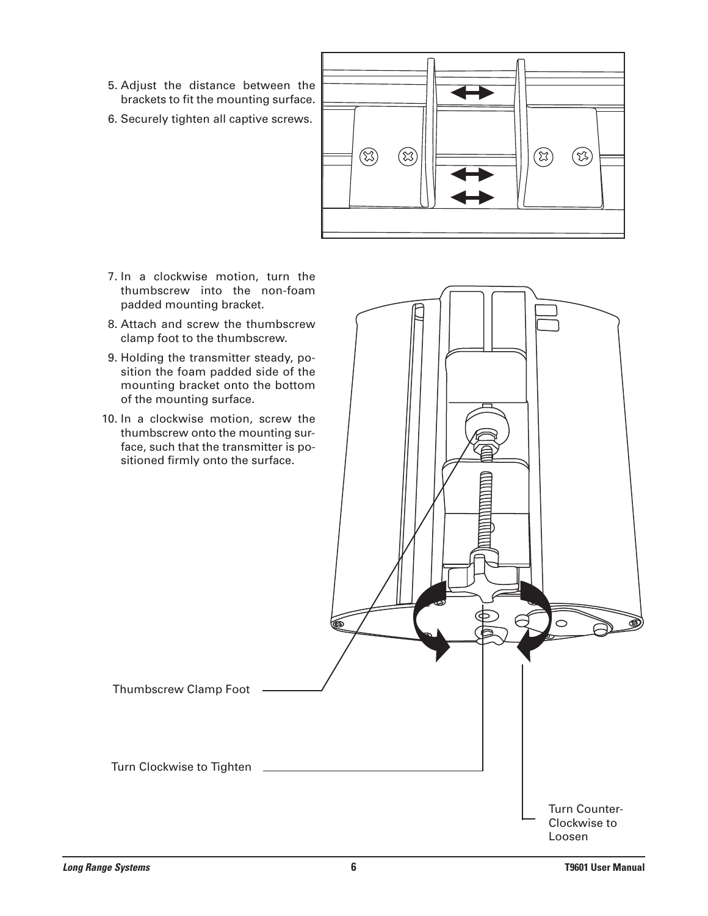5. Adjust the distance between the brackets to fit the mounting surface.
6. Securely tighten all captive screws.

7. In a clockwise motion, turn the thumbscrew into the non-foam padded mounting bracket.
8. Attach and screw the thumbscrew clamp foot to the thumbscrew.
9. Holding the transmitter steady, position the foam padded side of the mounting bracket onto the bottom of the mounting surface.
10. In a clockwise motion, screw the thumbscrew onto the mounting surface, such that the transmitter is positioned firmly onto the surface.

Thumbscrew Clamp Foot

Turn Clockwise to Tighten

Turn Counter-Clockwise to Loosen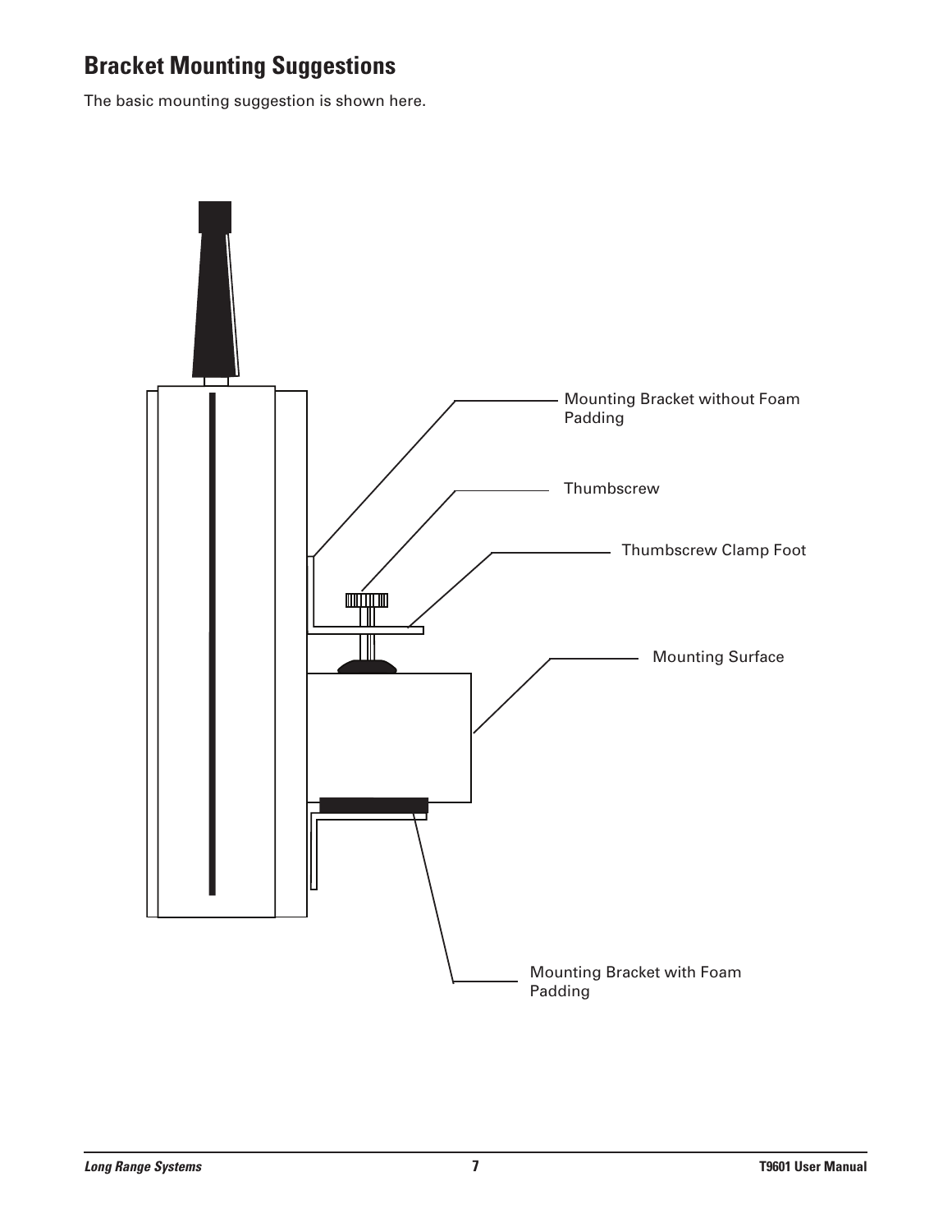## Bracket Mounting Suggestions

The basic mounting suggestion is shown here.

Mounting Bracket without Foam Padding

Thumbscrew

Thumbscrew Clamp Foot

Mounting Surface

Mounting Bracket with Foam Padding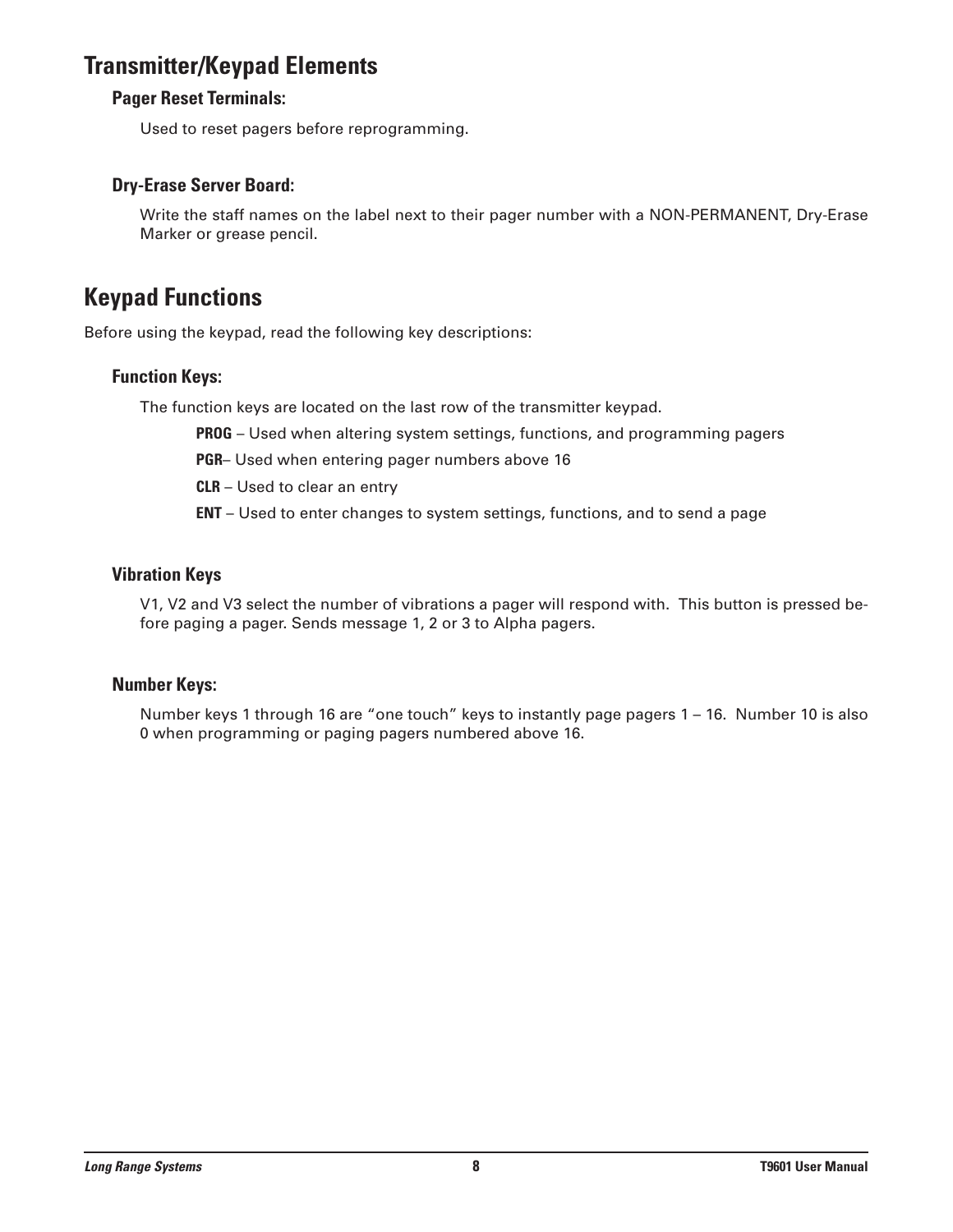## Transmitter/Keypad Elements

### Pager Reset Terminals:

Used to reset pagers before reprogramming.

### Dry-Erase Server Board:

Write the staff names on the label next to their pager number with a NON-PERMANENT, Dry-Erase Marker or grease pencil.

## Keypad Functions

Before using the keypad, read the following key descriptions:

### Function Keys:

The function keys are located on the last row of the transmitter keypad.

**PROG** – Used when altering system settings, functions, and programming pagers

**PGR**– Used when entering pager numbers above 16

**CLR** – Used to clear an entry

**ENT** – Used to enter changes to system settings, functions, and to send a page

### Vibration Keys

V1, V2 and V3 select the number of vibrations a pager will respond with. This button is pressed before paging a pager. Sends message 1, 2 or 3 to Alpha pagers.

### Number Keys:

Number keys 1 through 16 are "one touch" keys to instantly page pagers 1 – 16. Number 10 is also 0 when programming or paging pagers numbered above 16.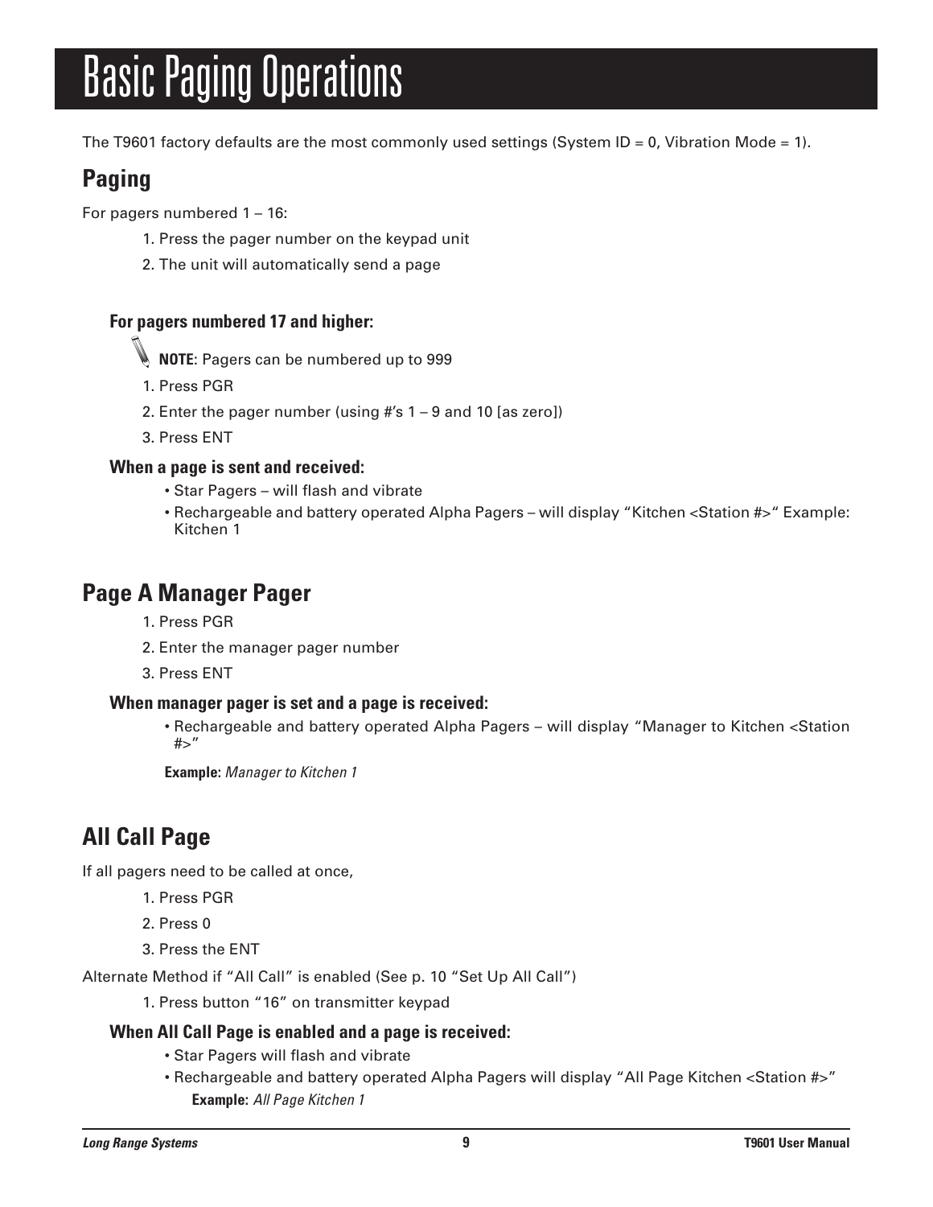# Basic Paging Operations

The T9601 factory defaults are the most commonly used settings (System ID = 0, Vibration Mode = 1).

## Paging

For pagers numbered 1 – 16:

1. Press the pager number on the keypad unit
2. The unit will automatically send a page

### For pagers numbered 17 and higher:

**NOTE**: Pagers can be numbered up to 999

1. Press PGR
2. Enter the pager number (using #'s 1 – 9 and 10 [as zero])
3. Press ENT

### When a page is sent and received:

- Star Pagers – will flash and vibrate
- Rechargeable and battery operated Alpha Pagers – will display "Kitchen <Station #>" Example: Kitchen 1

## Page A Manager Pager

1. Press PGR
2. Enter the manager pager number
3. Press ENT

### When manager pager is set and a page is received:

- Rechargeable and battery operated Alpha Pagers – will display "Manager to Kitchen <Station #>"

**Example:** *Manager to Kitchen 1*

## All Call Page

If all pagers need to be called at once,

1. Press PGR
2. Press 0
3. Press the ENT

Alternate Method if "All Call" is enabled (See p. 10 "Set Up All Call")

1. Press button "16" on transmitter keypad

### When All Call Page is enabled and a page is received:

- Star Pagers will flash and vibrate
- Rechargeable and battery operated Alpha Pagers will display "All Page Kitchen <Station #>"

  **Example:** *All Page Kitchen 1*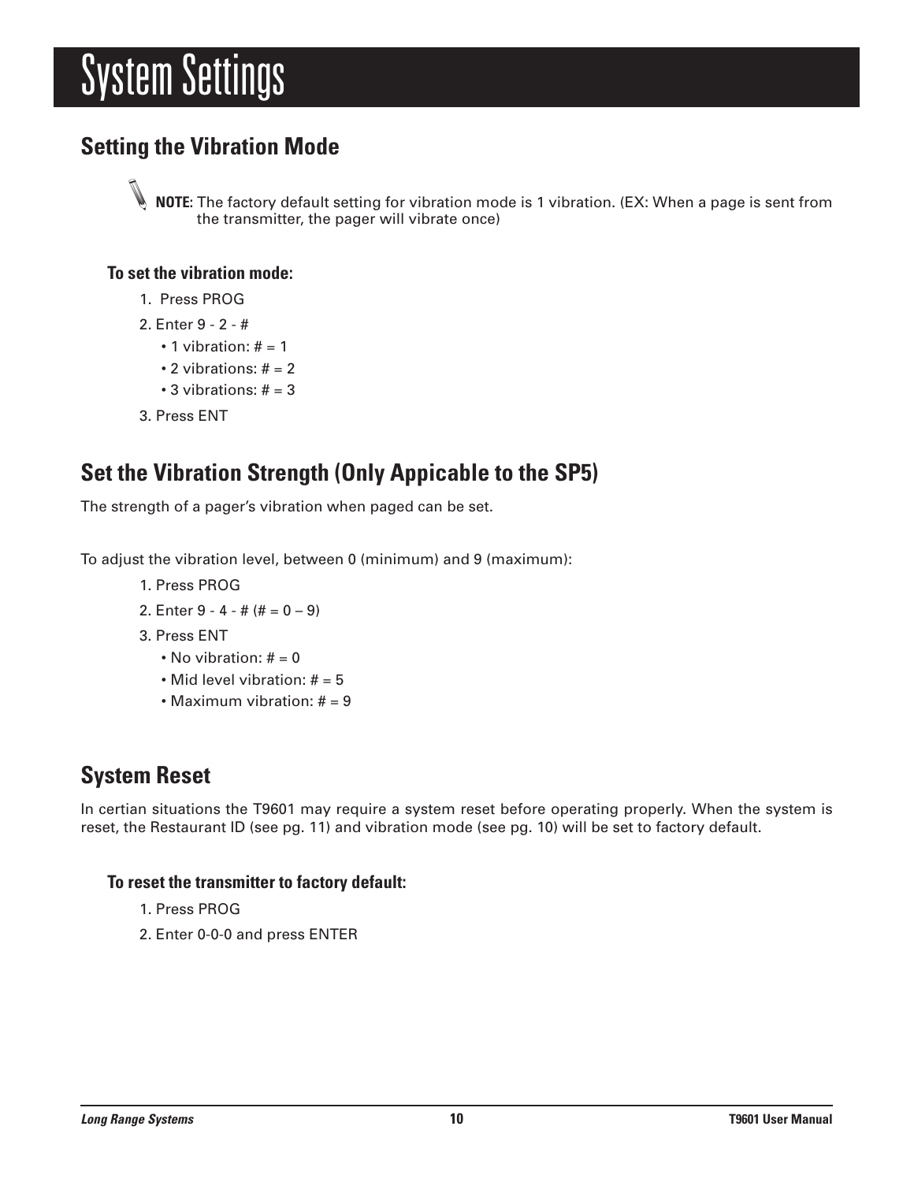# System Settings

## Setting the Vibration Mode

**NOTE:** The factory default setting for vibration mode is 1 vibration. (EX: When a page is sent from the transmitter, the pager will vibrate once)

### To set the vibration mode:

1. Press PROG
2. Enter 9 - 2 - #
   - 1 vibration: # = 1
   - 2 vibrations: # = 2
   - 3 vibrations: # = 3
3. Press ENT

## Set the Vibration Strength (Only Appicable to the SP5)

The strength of a pager's vibration when paged can be set.

To adjust the vibration level, between 0 (minimum) and 9 (maximum):

1. Press PROG
2. Enter 9 - 4 - # (# = 0 – 9)
3. Press ENT
   - No vibration: # = 0
   - Mid level vibration: # = 5
   - Maximum vibration: # = 9

## System Reset

In certian situations the T9601 may require a system reset before operating properly. When the system is reset, the Restaurant ID (see pg. 11) and vibration mode (see pg. 10) will be set to factory default.

### To reset the transmitter to factory default:

1. Press PROG
2. Enter 0-0-0 and press ENTER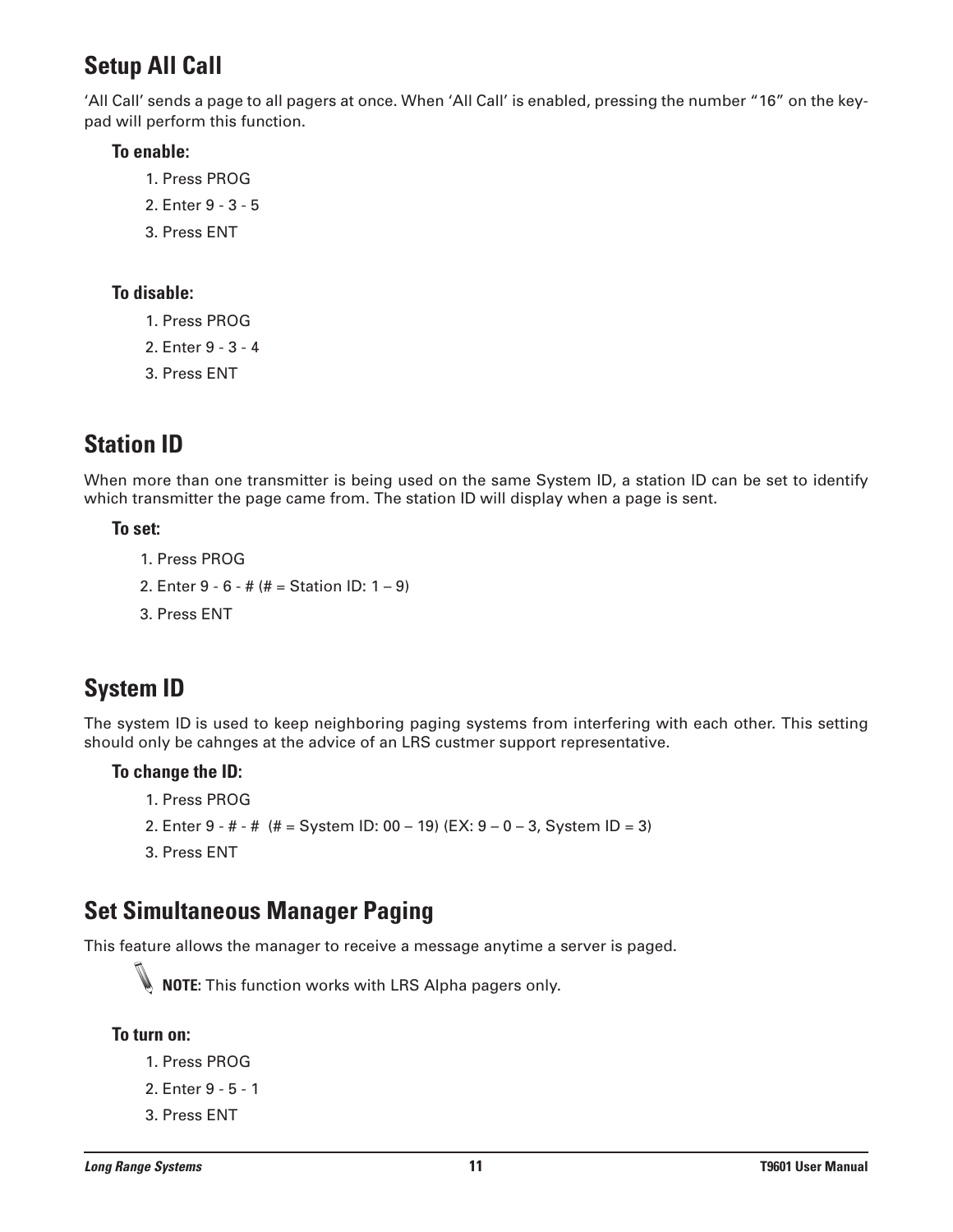## Setup All Call

'All Call' sends a page to all pagers at once. When 'All Call' is enabled, pressing the number "16" on the key-pad will perform this function.

**To enable:**

1. Press PROG
2. Enter 9 - 3 - 5
3. Press ENT

**To disable:**

1. Press PROG
2. Enter 9 - 3 - 4
3. Press ENT

## Station ID

When more than one transmitter is being used on the same System ID, a station ID can be set to identify which transmitter the page came from. The station ID will display when a page is sent.

**To set:**

1. Press PROG
2. Enter 9 - 6 - # (# = Station ID: 1 – 9)
3. Press ENT

## System ID

The system ID is used to keep neighboring paging systems from interfering with each other. This setting should only be cahnges at the advice of an LRS custmer support representative.

**To change the ID:**

1. Press PROG
2. Enter 9 - # - # (# = System ID: 00 – 19) (EX: 9 – 0 – 3, System ID = 3)
3. Press ENT

## Set Simultaneous Manager Paging

This feature allows the manager to receive a message anytime a server is paged.

**NOTE:** This function works with LRS Alpha pagers only.

**To turn on:**

1. Press PROG
2. Enter 9 - 5 - 1
3. Press ENT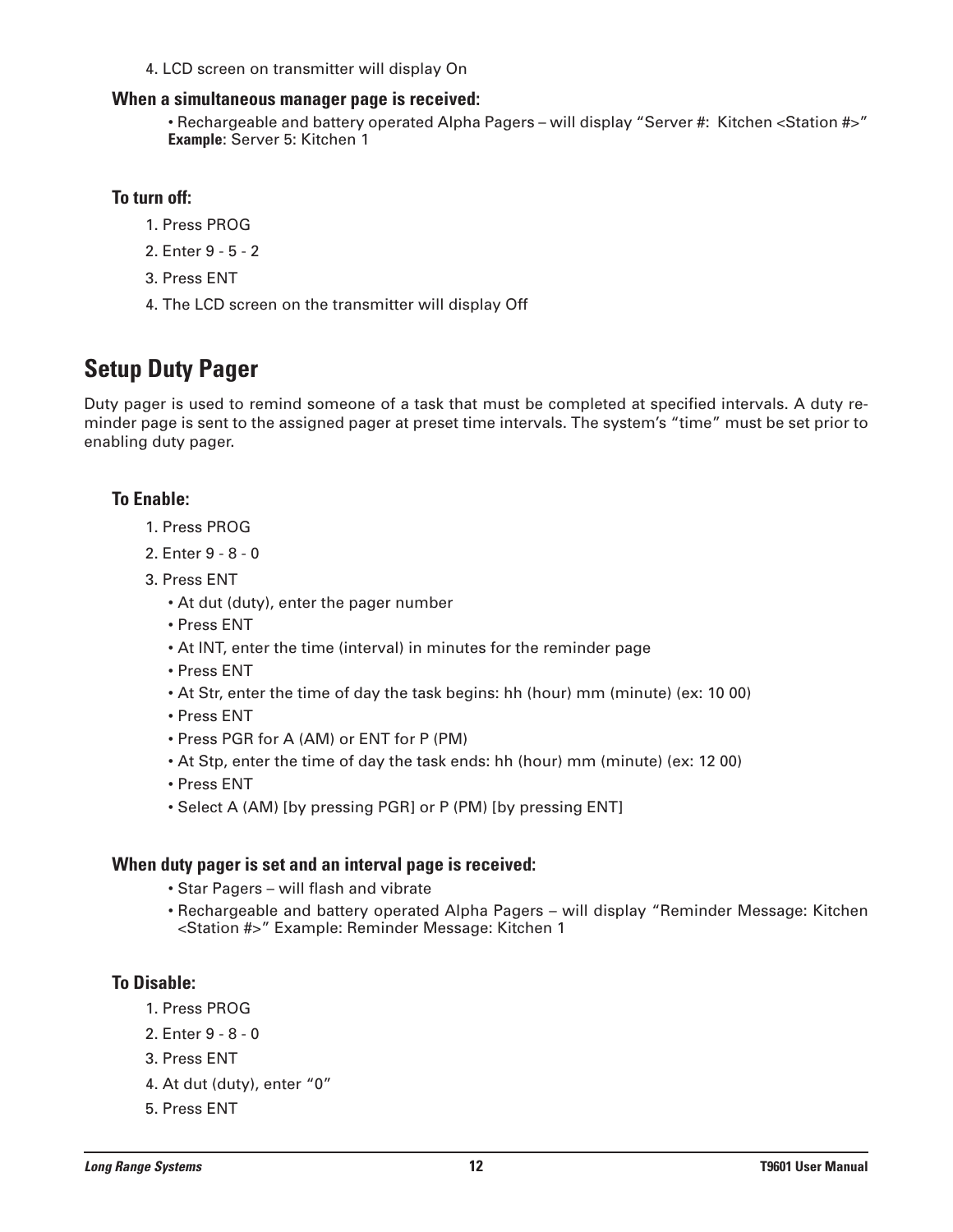4. LCD screen on transmitter will display On

**When a simultaneous manager page is received:**

• Rechargeable and battery operated Alpha Pagers – will display "Server #: Kitchen <Station #>"
**Example**: Server 5: Kitchen 1

**To turn off:**

1. Press PROG
2. Enter 9 - 5 - 2
3. Press ENT
4. The LCD screen on the transmitter will display Off

## Setup Duty Pager

Duty pager is used to remind someone of a task that must be completed at specified intervals. A duty reminder page is sent to the assigned pager at preset time intervals. The system's "time" must be set prior to enabling duty pager.

**To Enable:**

1. Press PROG
2. Enter 9 - 8 - 0
3. Press ENT
   - At dut (duty), enter the pager number
   - Press ENT
   - At INT, enter the time (interval) in minutes for the reminder page
   - Press ENT
   - At Str, enter the time of day the task begins: hh (hour) mm (minute) (ex: 10 00)
   - Press ENT
   - Press PGR for A (AM) or ENT for P (PM)
   - At Stp, enter the time of day the task ends: hh (hour) mm (minute) (ex: 12 00)
   - Press ENT
   - Select A (AM) [by pressing PGR] or P (PM) [by pressing ENT]

**When duty pager is set and an interval page is received:**

- Star Pagers – will flash and vibrate
- Rechargeable and battery operated Alpha Pagers – will display "Reminder Message: Kitchen <Station #>" Example: Reminder Message: Kitchen 1

**To Disable:**

1. Press PROG
2. Enter 9 - 8 - 0
3. Press ENT
4. At dut (duty), enter "0"
5. Press ENT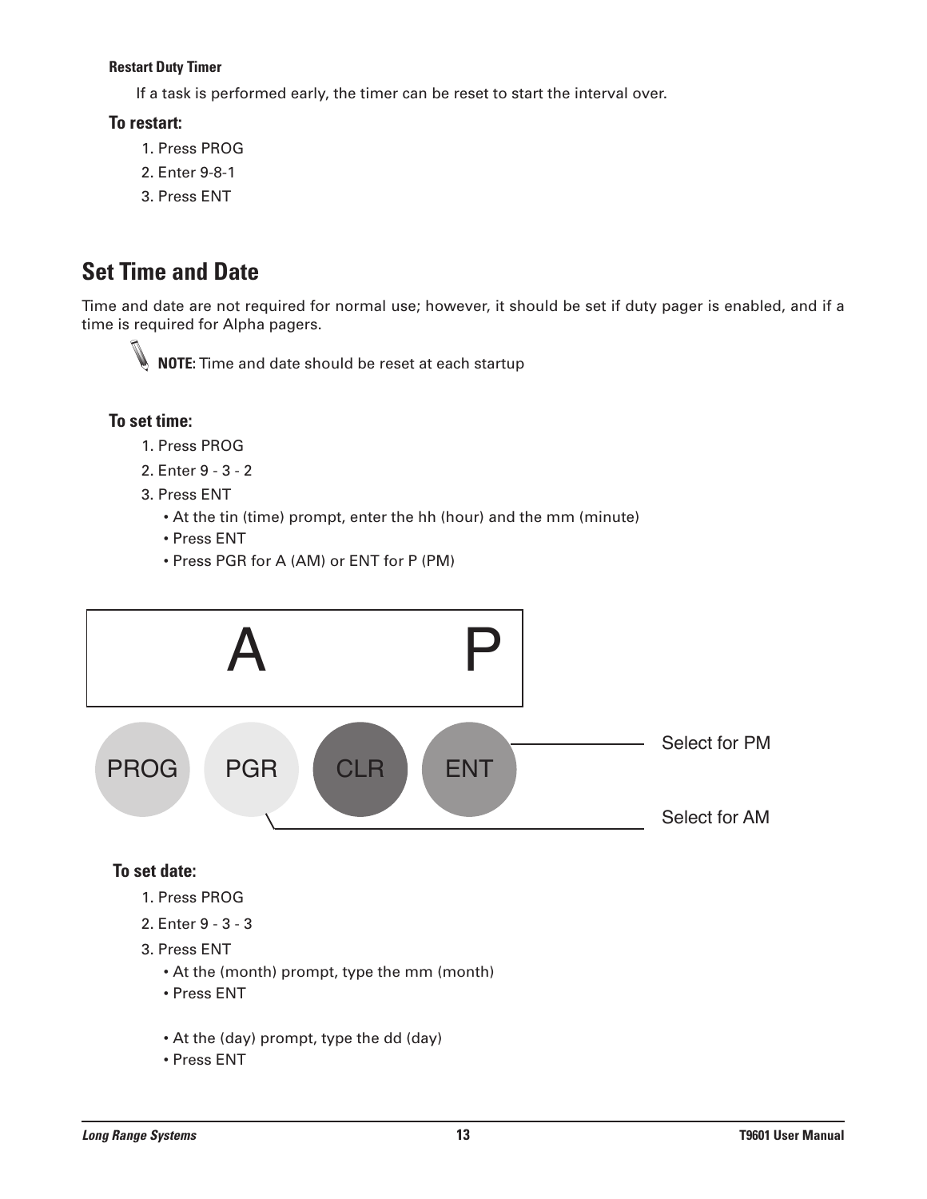**Restart Duty Timer**

If a task is performed early, the timer can be reset to start the interval over.

**To restart:**

1. Press PROG
2. Enter 9-8-1
3. Press ENT

## Set Time and Date

Time and date are not required for normal use; however, it should be set if duty pager is enabled, and if a time is required for Alpha pagers.

**NOTE:** Time and date should be reset at each startup

**To set time:**

1. Press PROG
2. Enter 9 - 3 - 2
3. Press ENT
   - At the tin (time) prompt, enter the hh (hour) and the mm (minute)
   - Press ENT
   - Press PGR for A (AM) or ENT for P (PM)

A P

PROG PGR CLR ENT

Select for PM

Select for AM

**To set date:**

1. Press PROG
2. Enter 9 - 3 - 3
3. Press ENT
   - At the (month) prompt, type the mm (month)
   - Press ENT
   - At the (day) prompt, type the dd (day)
   - Press ENT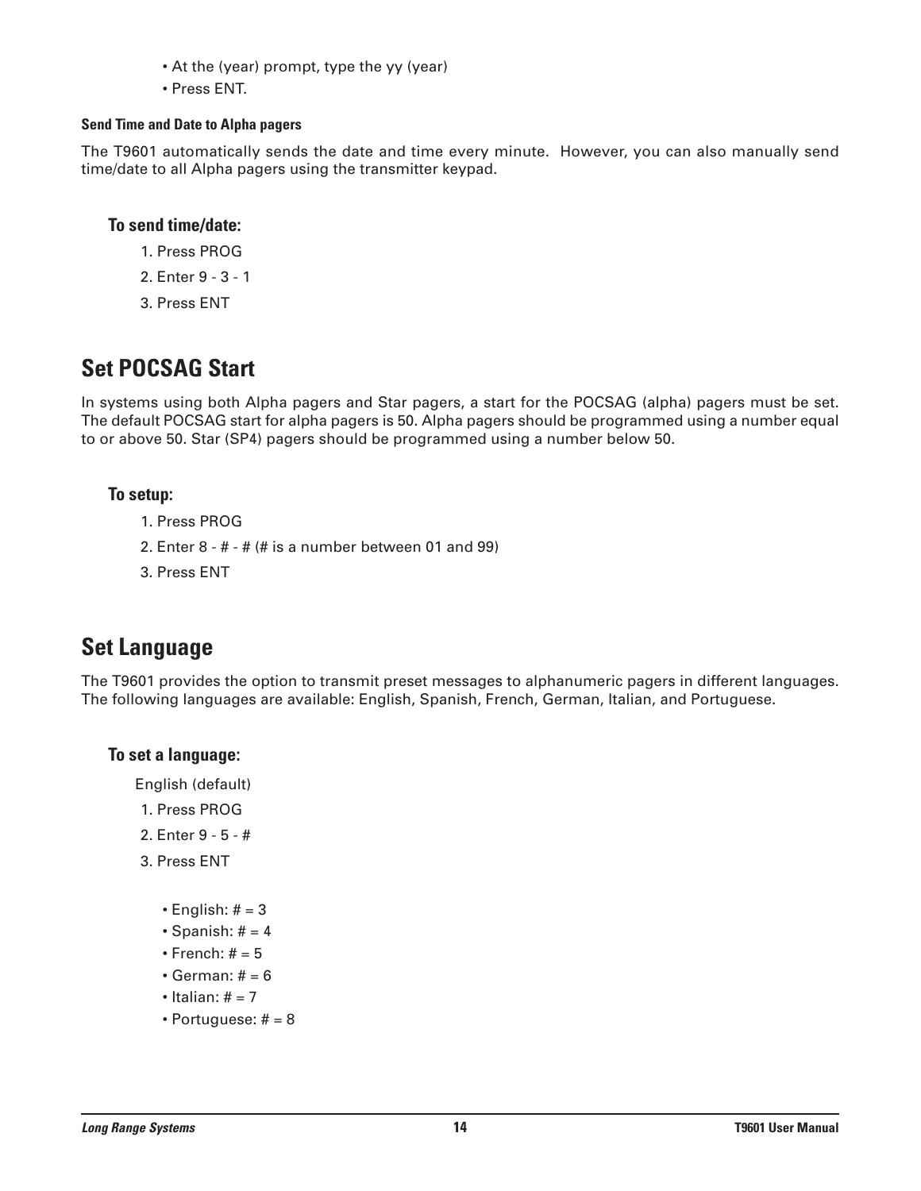- At the (year) prompt, type the yy (year)
- Press ENT.

**Send Time and Date to Alpha pagers**

The T9601 automatically sends the date and time every minute. However, you can also manually send time/date to all Alpha pagers using the transmitter keypad.

### To send time/date:

1. Press PROG
2. Enter 9 - 3 - 1
3. Press ENT

## Set POCSAG Start

In systems using both Alpha pagers and Star pagers, a start for the POCSAG (alpha) pagers must be set. The default POCSAG start for alpha pagers is 50. Alpha pagers should be programmed using a number equal to or above 50. Star (SP4) pagers should be programmed using a number below 50.

### To setup:

1. Press PROG
2. Enter 8 - # - # (# is a number between 01 and 99)
3. Press ENT

## Set Language

The T9601 provides the option to transmit preset messages to alphanumeric pagers in different languages. The following languages are available: English, Spanish, French, German, Italian, and Portuguese.

### To set a language:

English (default)

1. Press PROG
2. Enter 9 - 5 - #
3. Press ENT

- English: # = 3
- Spanish: # = 4
- French: # = 5
- German: # = 6
- Italian: # = 7
- Portuguese: # = 8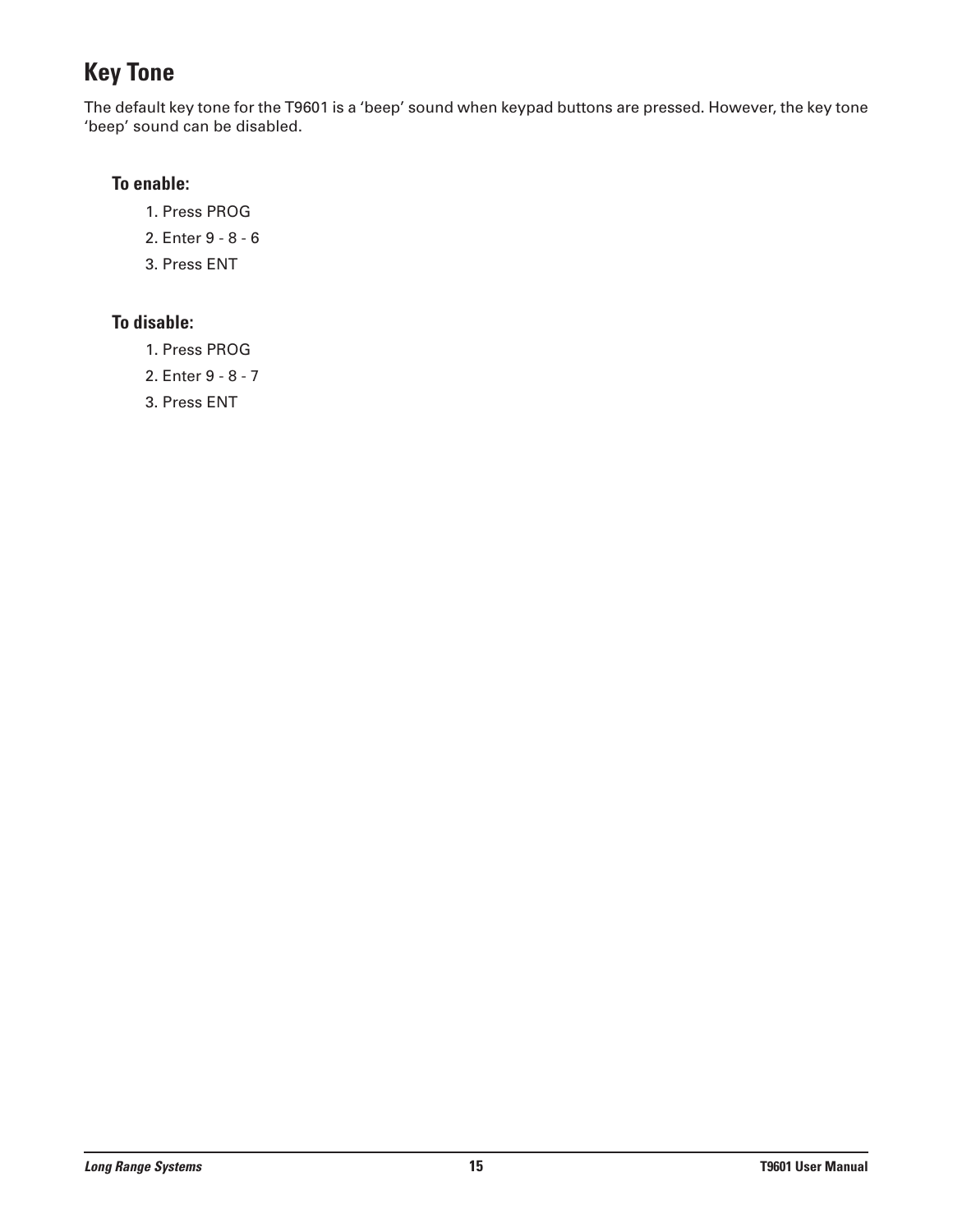## Key Tone

The default key tone for the T9601 is a 'beep' sound when keypad buttons are pressed. However, the key tone 'beep' sound can be disabled.

### To enable:

1. Press PROG
2. Enter 9 - 8 - 6
3. Press ENT

### To disable:

1. Press PROG
2. Enter 9 - 8 - 7
3. Press ENT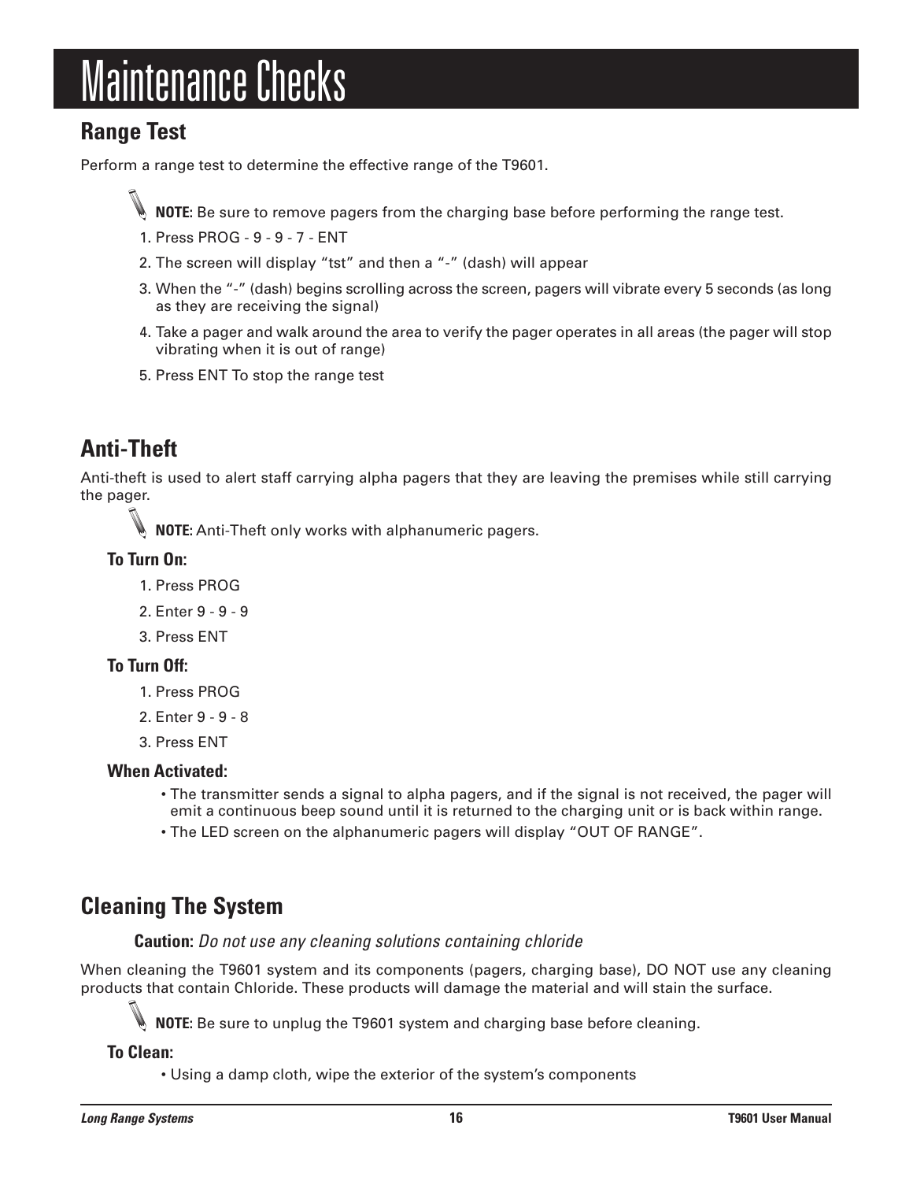# Maintenance Checks

## Range Test

Perform a range test to determine the effective range of the T9601.

**NOTE:** Be sure to remove pagers from the charging base before performing the range test.

1. Press PROG - 9 - 9 - 7 - ENT
2. The screen will display “tst” and then a “-” (dash) will appear
3. When the “-” (dash) begins scrolling across the screen, pagers will vibrate every 5 seconds (as long as they are receiving the signal)
4. Take a pager and walk around the area to verify the pager operates in all areas (the pager will stop vibrating when it is out of range)
5. Press ENT To stop the range test

## Anti-Theft

Anti-theft is used to alert staff carrying alpha pagers that they are leaving the premises while still carrying the pager.

**NOTE:** Anti-Theft only works with alphanumeric pagers.

### To Turn On:

1. Press PROG
2. Enter 9 - 9 - 9
3. Press ENT

### To Turn Off:

1. Press PROG
2. Enter 9 - 9 - 8
3. Press ENT

### When Activated:

- The transmitter sends a signal to alpha pagers, and if the signal is not received, the pager will emit a continuous beep sound until it is returned to the charging unit or is back within range.
- The LED screen on the alphanumeric pagers will display “OUT OF RANGE”.

## Cleaning The System

**Caution:** *Do not use any cleaning solutions containing chloride*

When cleaning the T9601 system and its components (pagers, charging base), DO NOT use any cleaning products that contain Chloride. These products will damage the material and will stain the surface.

**NOTE:** Be sure to unplug the T9601 system and charging base before cleaning.

### To Clean:

- Using a damp cloth, wipe the exterior of the system’s components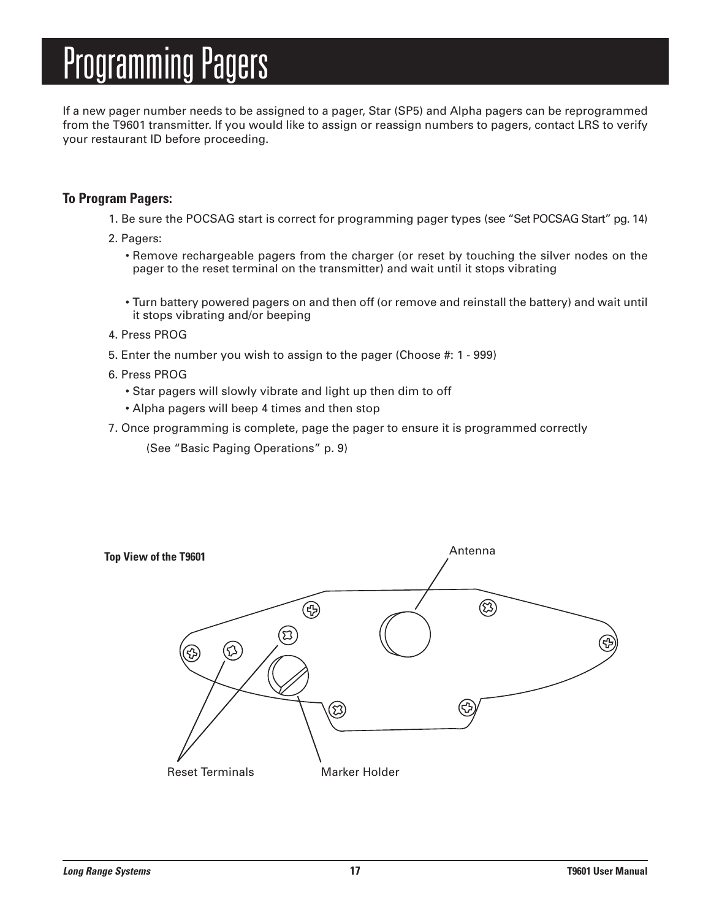# Programming Pagers

If a new pager number needs to be assigned to a pager, Star (SP5) and Alpha pagers can be reprogrammed from the T9601 transmitter. If you would like to assign or reassign numbers to pagers, contact LRS to verify your restaurant ID before proceeding.

**To Program Pagers:**

1. Be sure the POCSAG start is correct for programming pager types (see "Set POCSAG Start" pg. 14)
2. Pagers:
   - Remove rechargeable pagers from the charger (or reset by touching the silver nodes on the pager to the reset terminal on the transmitter) and wait until it stops vibrating
   - Turn battery powered pagers on and then off (or remove and reinstall the battery) and wait until it stops vibrating and/or beeping
4. Press PROG
5. Enter the number you wish to assign to the pager (Choose #: 1 - 999)
6. Press PROG
   - Star pagers will slowly vibrate and light up then dim to off
   - Alpha pagers will beep 4 times and then stop
7. Once programming is complete, page the pager to ensure it is programmed correctly

   (See "Basic Paging Operations" p. 9)

**Top View of the T9601**

Antenna

Reset Terminals

Marker Holder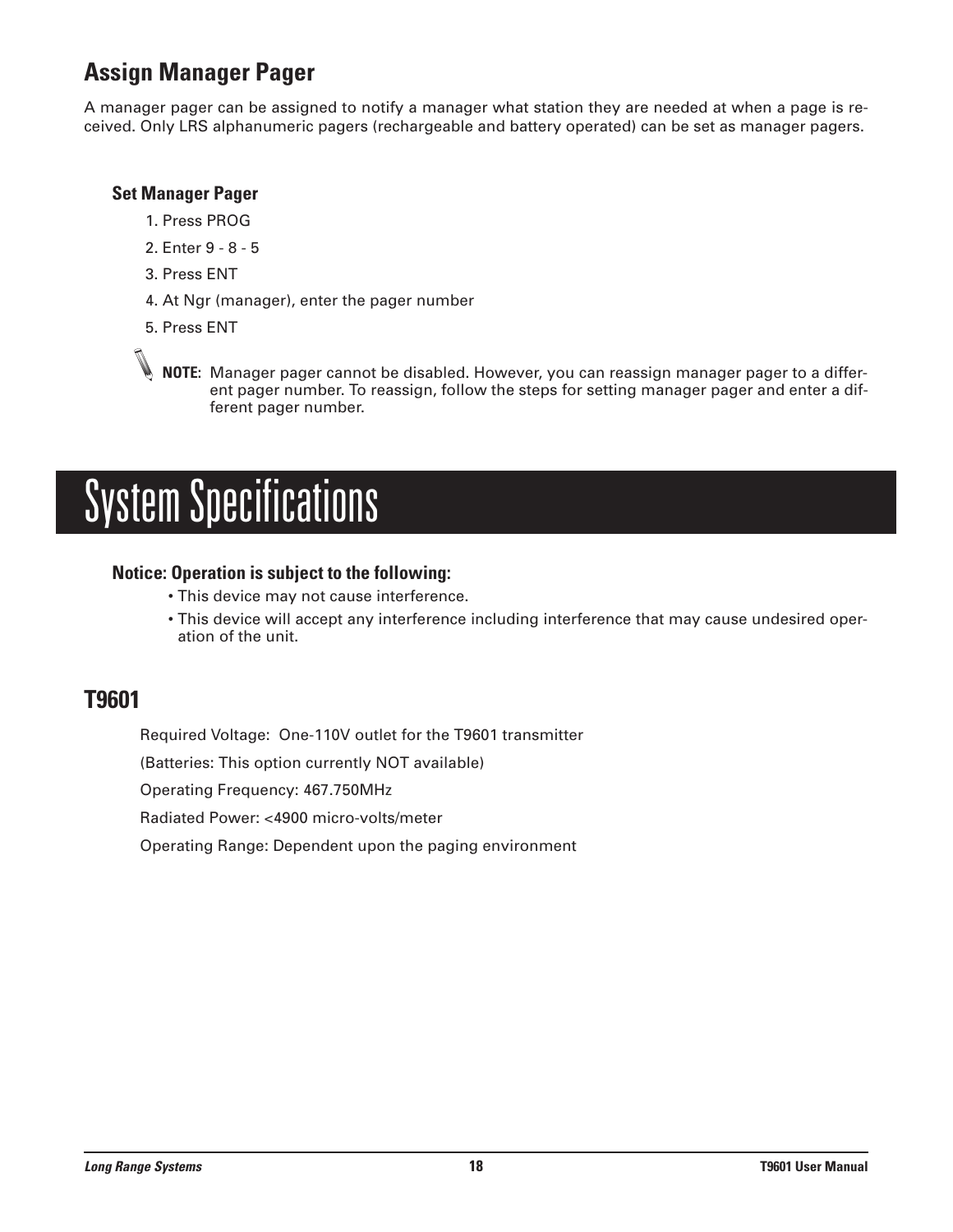## Assign Manager Pager

A manager pager can be assigned to notify a manager what station they are needed at when a page is received. Only LRS alphanumeric pagers (rechargeable and battery operated) can be set as manager pagers.

### Set Manager Pager

1. Press PROG
2. Enter 9 - 8 - 5
3. Press ENT
4. At Ngr (manager), enter the pager number
5. Press ENT

**NOTE:** Manager pager cannot be disabled. However, you can reassign manager pager to a different pager number. To reassign, follow the steps for setting manager pager and enter a different pager number.

# System Specifications

### Notice: Operation is subject to the following:

- This device may not cause interference.
- This device will accept any interference including interference that may cause undesired operation of the unit.

## T9601

Required Voltage: One-110V outlet for the T9601 transmitter

(Batteries: This option currently NOT available)

Operating Frequency: 467.750MHz

Radiated Power: <4900 micro-volts/meter

Operating Range: Dependent upon the paging environment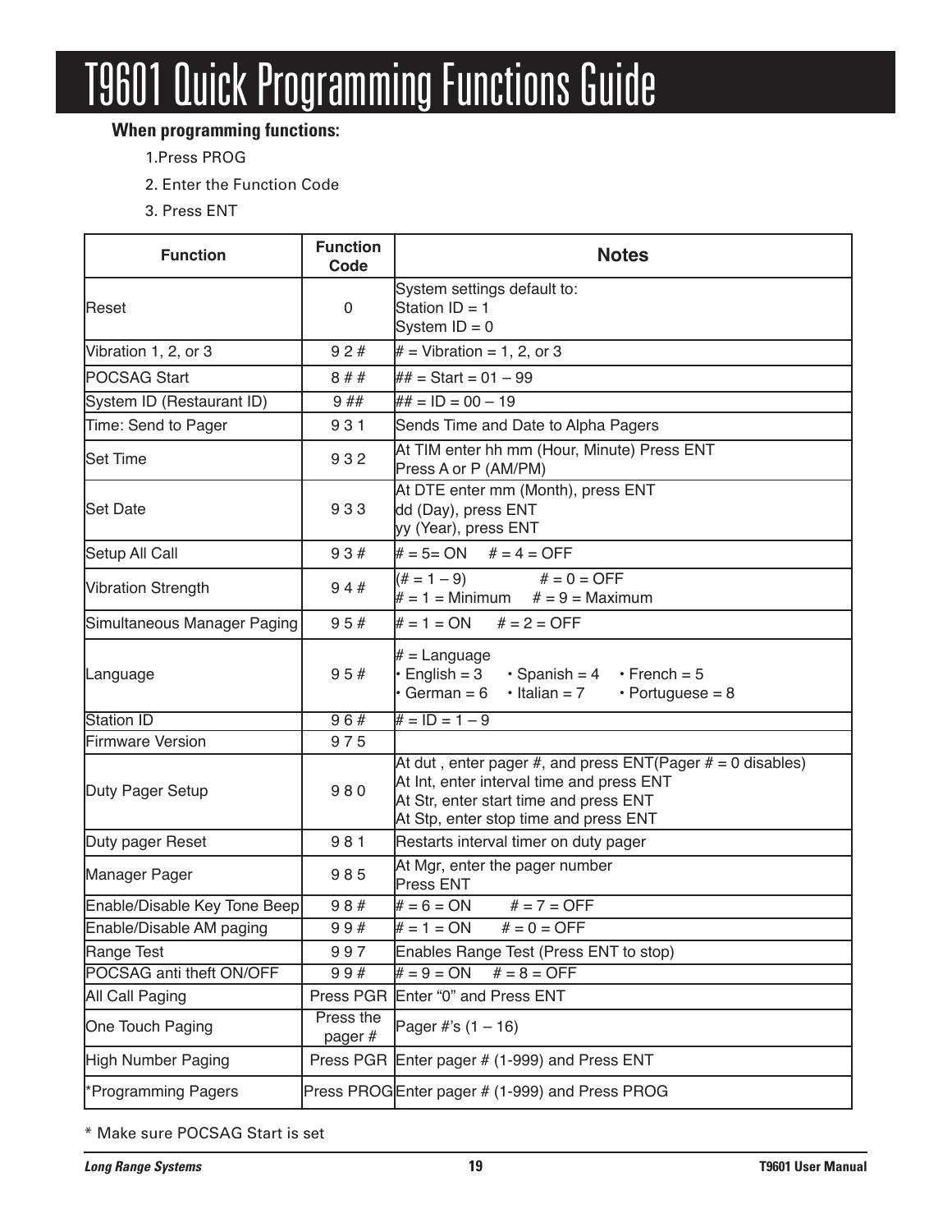# T9601 Quick Programming Functions Guide

**When programming functions:**

1. Press PROG
2. Enter the Function Code
3. Press ENT

| Function | Function Code | Notes |
|---|---|---|
| Reset | 0 | System settings default to:<br>Station ID = 1<br>System ID = 0 |
| Vibration 1, 2, or 3 | 9 2 # | # = Vibration = 1, 2, or 3 |
| POCSAG Start | 8 # # | ## = Start = 01 – 99 |
| System ID (Restaurant ID) | 9 ## | ## = ID = 00 – 19 |
| Time: Send to Pager | 9 3 1 | Sends Time and Date to Alpha Pagers |
| Set Time | 9 3 2 | At TIM enter hh mm (Hour, Minute) Press ENT<br>Press A or P (AM/PM) |
| Set Date | 9 3 3 | At DTE enter mm (Month), press ENT<br>dd (Day), press ENT<br>yy (Year), press ENT |
| Setup All Call | 9 3 # | # = 5= ON # = 4 = OFF |
| Vibration Strength | 9 4 # | (# = 1 – 9) # = 0 = OFF<br># = 1 = Minimum # = 9 = Maximum |
| Simultaneous Manager Paging | 9 5 # | # = 1 = ON # = 2 = OFF |
| Language | 9 5 # | # = Language<br>• English = 3 • Spanish = 4 • French = 5<br>• German = 6 • Italian = 7 • Portuguese = 8 |
| Station ID | 9 6 # | # = ID = 1 – 9 |
| Firmware Version | 9 7 5 | |
| Duty Pager Setup | 9 8 0 | At dut , enter pager #, and press ENT(Pager # = 0 disables)<br>At Int, enter interval time and press ENT<br>At Str, enter start time and press ENT<br>At Stp, enter stop time and press ENT |
| Duty pager Reset | 9 8 1 | Restarts interval timer on duty pager |
| Manager Pager | 9 8 5 | At Mgr, enter the pager number<br>Press ENT |
| Enable/Disable Key Tone Beep | 9 8 # | # = 6 = ON # = 7 = OFF |
| Enable/Disable AM paging | 9 9 # | # = 1 = ON # = 0 = OFF |
| Range Test | 9 9 7 | Enables Range Test (Press ENT to stop) |
| POCSAG anti theft ON/OFF | 9 9 # | # = 9 = ON # = 8 = OFF |
| All Call Paging | Press PGR | Enter "0" and Press ENT |
| One Touch Paging | Press the pager # | Pager #'s (1 – 16) |
| High Number Paging | Press PGR | Enter pager # (1-999) and Press ENT |
| *Programming Pagers | Press PROG | Enter pager # (1-999) and Press PROG |

* Make sure POCSAG Start is set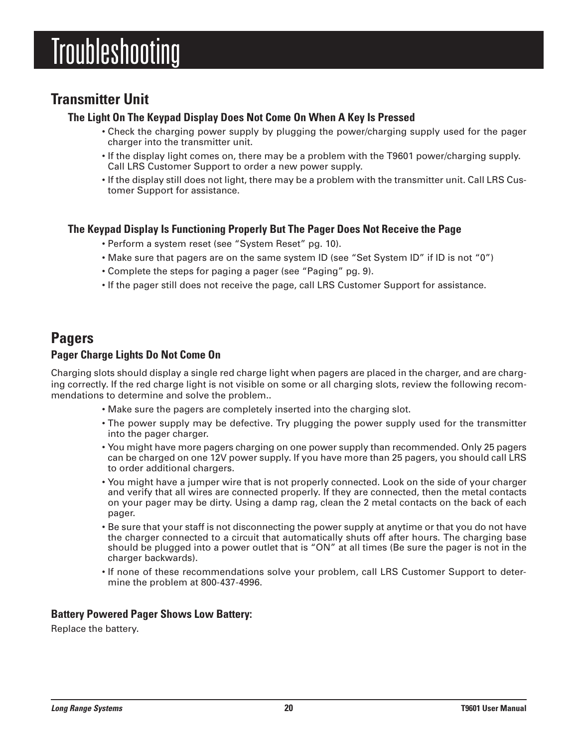# Troubleshooting

## Transmitter Unit

### The Light On The Keypad Display Does Not Come On When A Key Is Pressed

- Check the charging power supply by plugging the power/charging supply used for the pager charger into the transmitter unit.
- If the display light comes on, there may be a problem with the T9601 power/charging supply. Call LRS Customer Support to order a new power supply.
- If the display still does not light, there may be a problem with the transmitter unit. Call LRS Customer Support for assistance.

### The Keypad Display Is Functioning Properly But The Pager Does Not Receive the Page

- Perform a system reset (see "System Reset" pg. 10).
- Make sure that pagers are on the same system ID (see "Set System ID" if ID is not "0")
- Complete the steps for paging a pager (see "Paging" pg. 9).
- If the pager still does not receive the page, call LRS Customer Support for assistance.

## Pagers

### Pager Charge Lights Do Not Come On

Charging slots should display a single red charge light when pagers are placed in the charger, and are charging correctly. If the red charge light is not visible on some or all charging slots, review the following recommendations to determine and solve the problem..

- Make sure the pagers are completely inserted into the charging slot.
- The power supply may be defective. Try plugging the power supply used for the transmitter into the pager charger.
- You might have more pagers charging on one power supply than recommended. Only 25 pagers can be charged on one 12V power supply. If you have more than 25 pagers, you should call LRS to order additional chargers.
- You might have a jumper wire that is not properly connected. Look on the side of your charger and verify that all wires are connected properly. If they are connected, then the metal contacts on your pager may be dirty. Using a damp rag, clean the 2 metal contacts on the back of each pager.
- Be sure that your staff is not disconnecting the power supply at anytime or that you do not have the charger connected to a circuit that automatically shuts off after hours. The charging base should be plugged into a power outlet that is "ON" at all times (Be sure the pager is not in the charger backwards).
- If none of these recommendations solve your problem, call LRS Customer Support to determine the problem at 800-437-4996.

### Battery Powered Pager Shows Low Battery:

Replace the battery.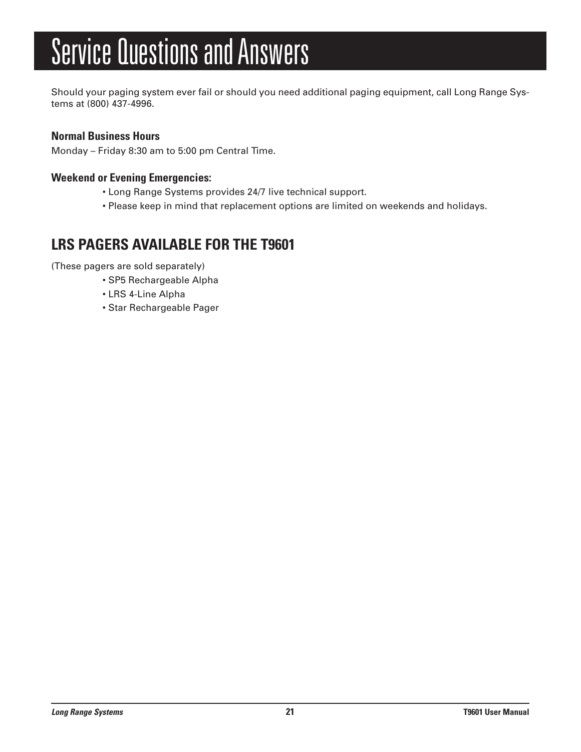# Service Questions and Answers

Should your paging system ever fail or should you need additional paging equipment, call Long Range Systems at (800) 437-4996.

### Normal Business Hours

Monday – Friday 8:30 am to 5:00 pm Central Time.

### Weekend or Evening Emergencies:

- Long Range Systems provides 24/7 live technical support.
- Please keep in mind that replacement options are limited on weekends and holidays.

## LRS PAGERS AVAILABLE FOR THE T9601

(These pagers are sold separately)

- SP5 Rechargeable Alpha
- LRS 4-Line Alpha
- Star Rechargeable Pager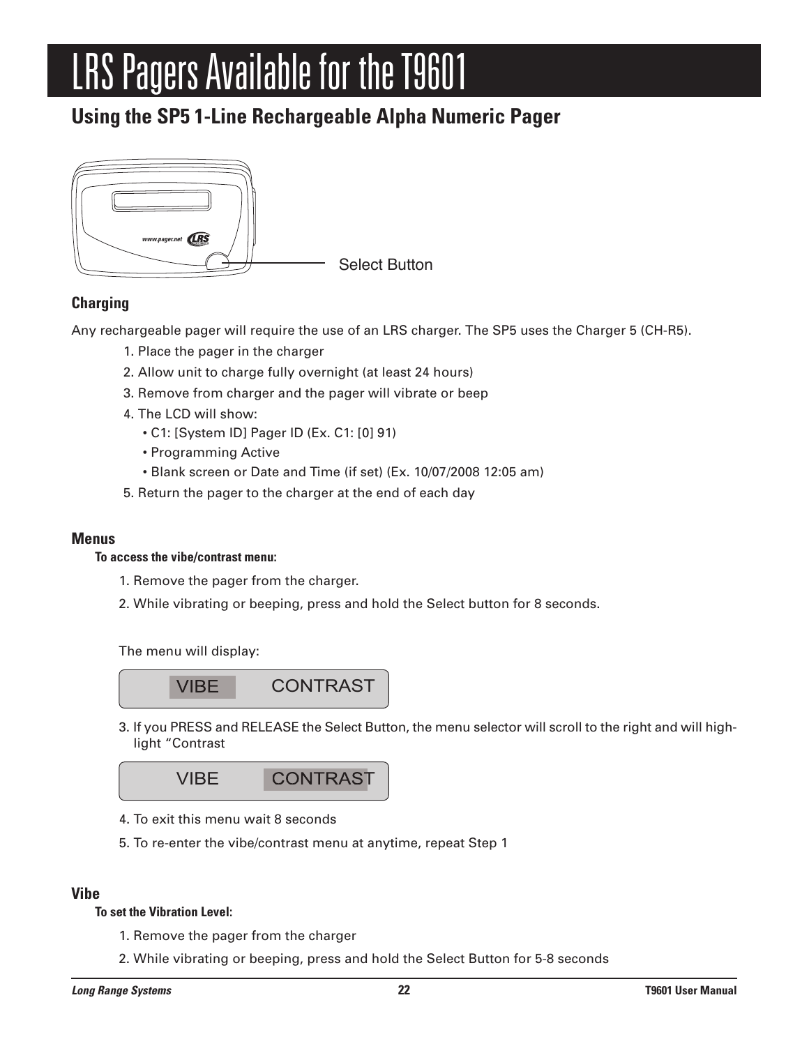# LRS Pagers Available for the T9601

## Using the SP5 1-Line Rechargeable Alpha Numeric Pager

Select Button

### Charging

Any rechargeable pager will require the use of an LRS charger. The SP5 uses the Charger 5 (CH-R5).

1. Place the pager in the charger
2. Allow unit to charge fully overnight (at least 24 hours)
3. Remove from charger and the pager will vibrate or beep
4. The LCD will show:
   - C1: [System ID] Pager ID (Ex. C1: [0] 91)
   - Programming Active
   - Blank screen or Date and Time (if set) (Ex. 10/07/2008 12:05 am)
5. Return the pager to the charger at the end of each day

### Menus

**To access the vibe/contrast menu:**

1. Remove the pager from the charger.
2. While vibrating or beeping, press and hold the Select button for 8 seconds.

The menu will display:

VIBE CONTRAST

3. If you PRESS and RELEASE the Select Button, the menu selector will scroll to the right and will highlight "Contrast

VIBE CONTRAST

4. To exit this menu wait 8 seconds
5. To re-enter the vibe/contrast menu at anytime, repeat Step 1

### Vibe

**To set the Vibration Level:**

1. Remove the pager from the charger
2. While vibrating or beeping, press and hold the Select Button for 5-8 seconds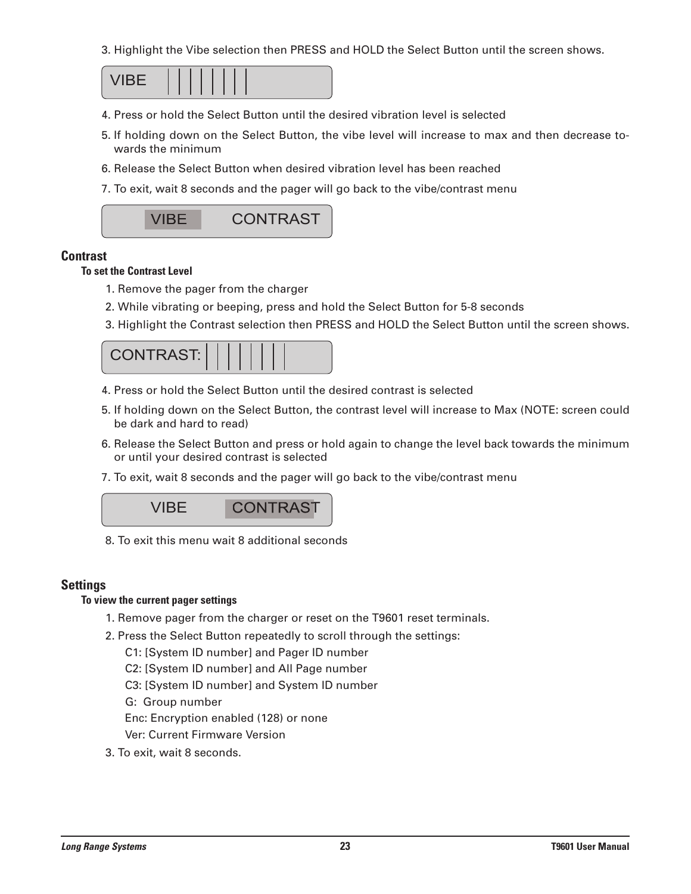3. Highlight the Vibe selection then PRESS and HOLD the Select Button until the screen shows.

VIBE ||||||||

4. Press or hold the Select Button until the desired vibration level is selected
5. If holding down on the Select Button, the vibe level will increase to max and then decrease towards the minimum
6. Release the Select Button when desired vibration level has been reached
7. To exit, wait 8 seconds and the pager will go back to the vibe/contrast menu

VIBE CONTRAST

## Contrast

#### To set the Contrast Level

1. Remove the pager from the charger
2. While vibrating or beeping, press and hold the Select Button for 5-8 seconds
3. Highlight the Contrast selection then PRESS and HOLD the Select Button until the screen shows.

CONTRAST: ||||||||

4. Press or hold the Select Button until the desired contrast is selected
5. If holding down on the Select Button, the contrast level will increase to Max (NOTE: screen could be dark and hard to read)
6. Release the Select Button and press or hold again to change the level back towards the minimum or until your desired contrast is selected
7. To exit, wait 8 seconds and the pager will go back to the vibe/contrast menu

VIBE CONTRAST

8. To exit this menu wait 8 additional seconds

## Settings

#### To view the current pager settings

1. Remove pager from the charger or reset on the T9601 reset terminals.
2. Press the Select Button repeatedly to scroll through the settings:
   - C1: [System ID number] and Pager ID number
   - C2: [System ID number] and All Page number
   - C3: [System ID number] and System ID number
   - G: Group number
   - Enc: Encryption enabled (128) or none
   - Ver: Current Firmware Version
3. To exit, wait 8 seconds.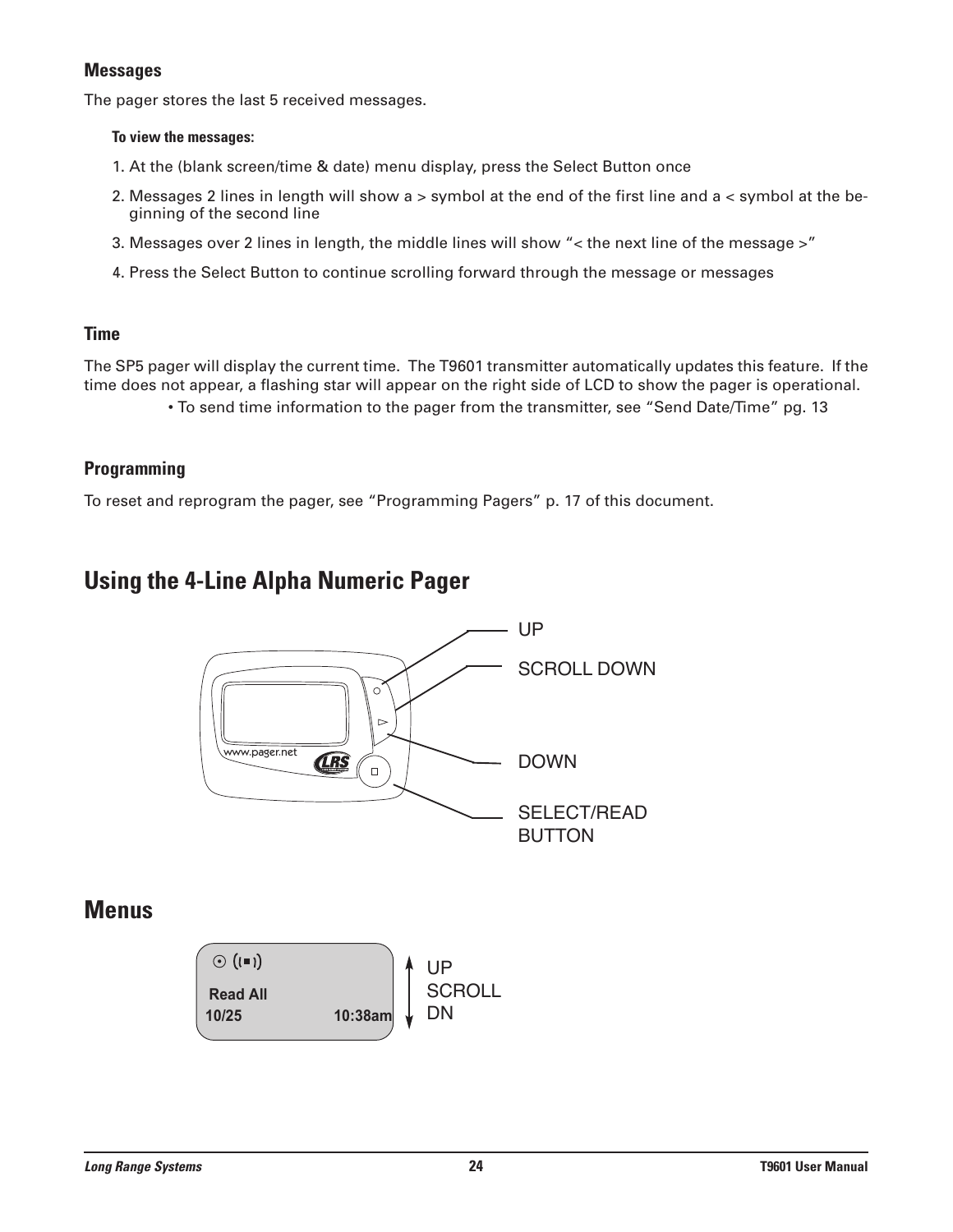### Messages

The pager stores the last 5 received messages.

**To view the messages:**

1. At the (blank screen/time & date) menu display, press the Select Button once
2. Messages 2 lines in length will show a > symbol at the end of the first line and a < symbol at the beginning of the second line
3. Messages over 2 lines in length, the middle lines will show "< the next line of the message >"
4. Press the Select Button to continue scrolling forward through the message or messages

### Time

The SP5 pager will display the current time. The T9601 transmitter automatically updates this feature. If the time does not appear, a flashing star will appear on the right side of LCD to show the pager is operational.

- To send time information to the pager from the transmitter, see "Send Date/Time" pg. 13

### Programming

To reset and reprogram the pager, see "Programming Pagers" p. 17 of this document.

## Using the 4-Line Alpha Numeric Pager

UP

SCROLL DOWN

DOWN

SELECT/READ BUTTON

## Menus

Read All

10/25 10:38am

UP SCROLL DN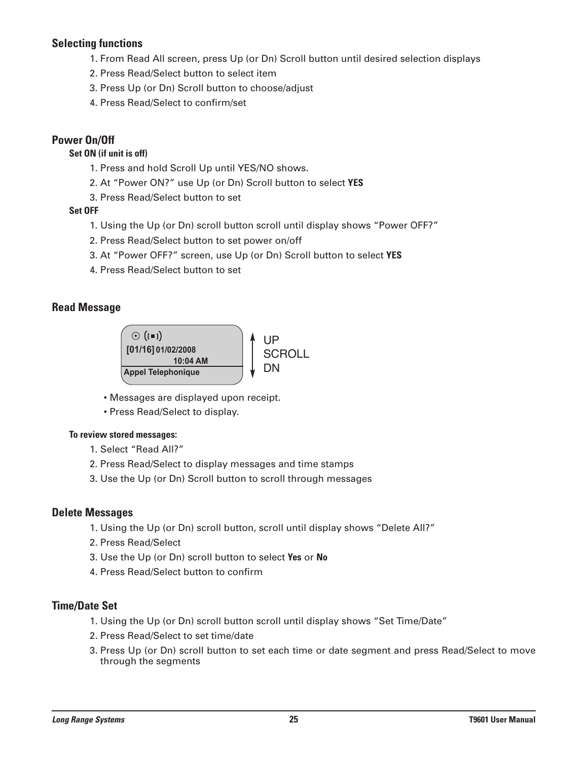## Selecting functions

1. From Read All screen, press Up (or Dn) Scroll button until desired selection displays
2. Press Read/Select button to select item
3. Press Up (or Dn) Scroll button to choose/adjust
4. Press Read/Select to confirm/set

## Power On/Off

### Set ON (if unit is off)

1. Press and hold Scroll Up until YES/NO shows.
2. At “Power ON?” use Up (or Dn) Scroll button to select **YES**
3. Press Read/Select button to set

### Set OFF

1. Using the Up (or Dn) scroll button scroll until display shows “Power OFF?”
2. Press Read/Select button to set power on/off
3. At “Power OFF?” screen, use Up (or Dn) Scroll button to select **YES**
4. Press Read/Select button to set

## Read Message

**[01/16]** 01/02/2008
10:04 AM
Appel Telephonique

UP
SCROLL
DN

- Messages are displayed upon receipt.
- Press Read/Select to display.

### To review stored messages:

1. Select “Read All?”
2. Press Read/Select to display messages and time stamps
3. Use the Up (or Dn) Scroll button to scroll through messages

## Delete Messages

1. Using the Up (or Dn) scroll button, scroll until display shows “Delete All?”
2. Press Read/Select
3. Use the Up (or Dn) scroll button to select **Yes** or **No**
4. Press Read/Select button to confirm

## Time/Date Set

1. Using the Up (or Dn) scroll button scroll until display shows “Set Time/Date”
2. Press Read/Select to set time/date
3. Press Up (or Dn) scroll button to set each time or date segment and press Read/Select to move through the segments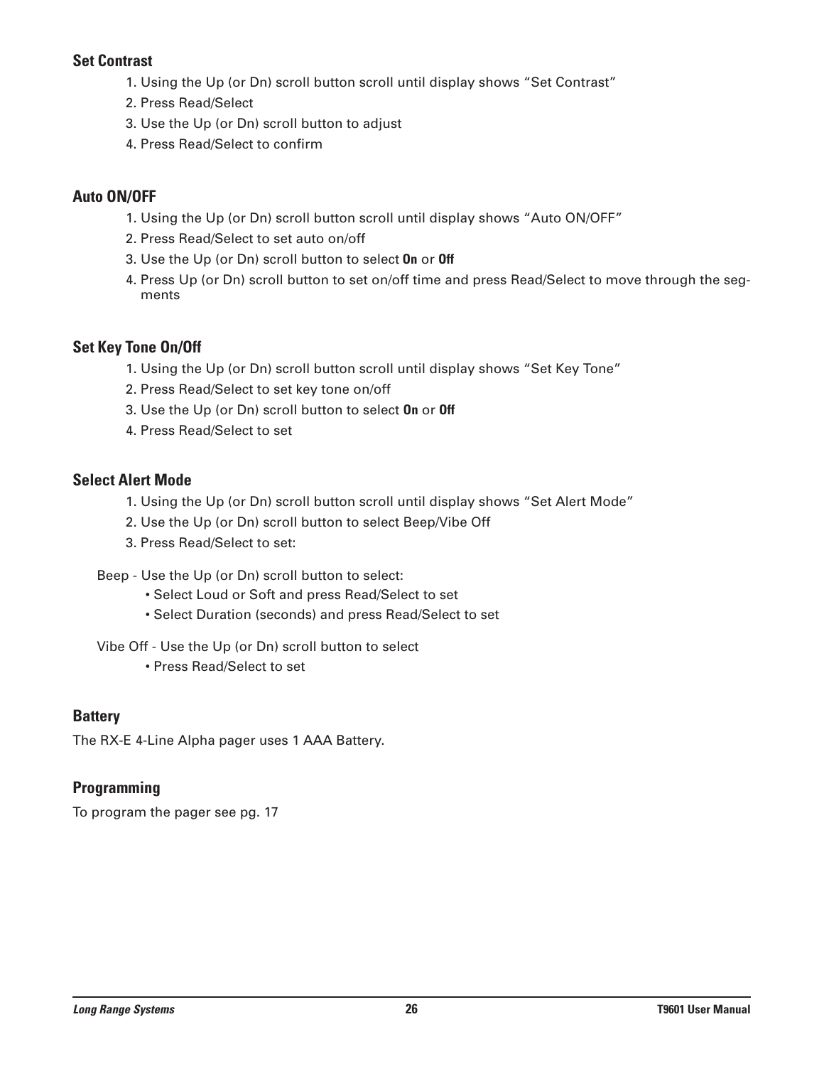### Set Contrast

1. Using the Up (or Dn) scroll button scroll until display shows “Set Contrast”
2. Press Read/Select
3. Use the Up (or Dn) scroll button to adjust
4. Press Read/Select to confirm

### Auto ON/OFF

1. Using the Up (or Dn) scroll button scroll until display shows “Auto ON/OFF”
2. Press Read/Select to set auto on/off
3. Use the Up (or Dn) scroll button to select **On** or **Off**
4. Press Up (or Dn) scroll button to set on/off time and press Read/Select to move through the segments

### Set Key Tone On/Off

1. Using the Up (or Dn) scroll button scroll until display shows “Set Key Tone”
2. Press Read/Select to set key tone on/off
3. Use the Up (or Dn) scroll button to select **On** or **Off**
4. Press Read/Select to set

### Select Alert Mode

1. Using the Up (or Dn) scroll button scroll until display shows “Set Alert Mode”
2. Use the Up (or Dn) scroll button to select Beep/Vibe Off
3. Press Read/Select to set:

Beep - Use the Up (or Dn) scroll button to select:

- Select Loud or Soft and press Read/Select to set
- Select Duration (seconds) and press Read/Select to set

Vibe Off - Use the Up (or Dn) scroll button to select

- Press Read/Select to set

### Battery

The RX-E 4-Line Alpha pager uses 1 AAA Battery.

### Programming

To program the pager see pg. 17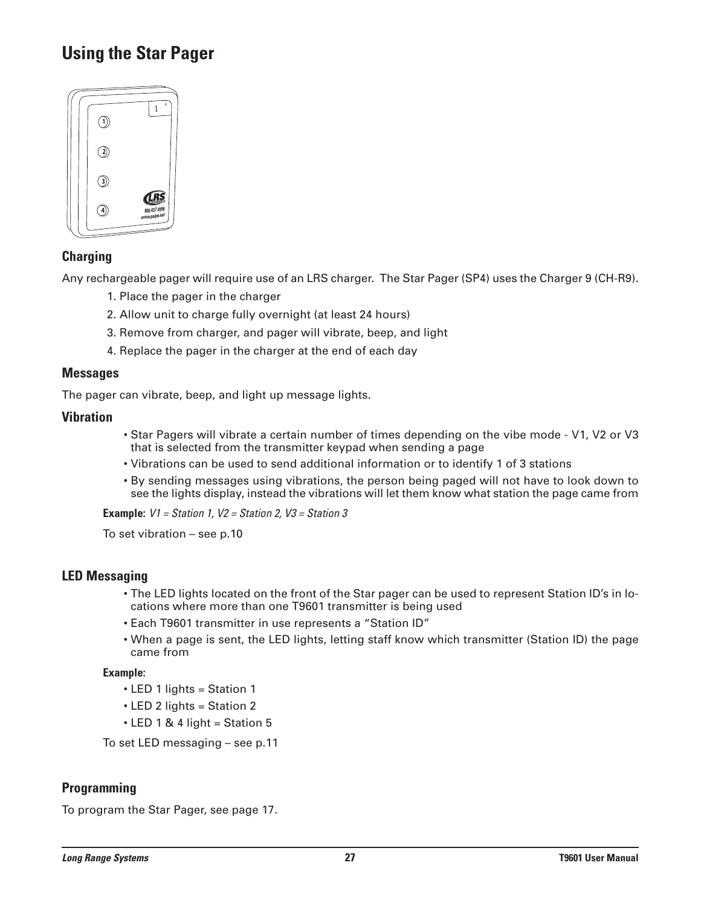# Using the Star Pager

## Charging

Any rechargeable pager will require use of an LRS charger. The Star Pager (SP4) uses the Charger 9 (CH-R9).

1. Place the pager in the charger
2. Allow unit to charge fully overnight (at least 24 hours)
3. Remove from charger, and pager will vibrate, beep, and light
4. Replace the pager in the charger at the end of each day

## Messages

The pager can vibrate, beep, and light up message lights.

## Vibration

- Star Pagers will vibrate a certain number of times depending on the vibe mode - V1, V2 or V3 that is selected from the transmitter keypad when sending a page
- Vibrations can be used to send additional information or to identify 1 of 3 stations
- By sending messages using vibrations, the person being paged will not have to look down to see the lights display, instead the vibrations will let them know what station the page came from

**Example:** *V1 = Station 1, V2 = Station 2, V3 = Station 3*

To set vibration – see p.10

## LED Messaging

- The LED lights located on the front of the Star pager can be used to represent Station ID's in locations where more than one T9601 transmitter is being used
- Each T9601 transmitter in use represents a "Station ID"
- When a page is sent, the LED lights, letting staff know which transmitter (Station ID) the page came from

**Example:**

- LED 1 lights = Station 1
- LED 2 lights = Station 2
- LED 1 & 4 light = Station 5

To set LED messaging – see p.11

## Programming

To program the Star Pager, see page 17.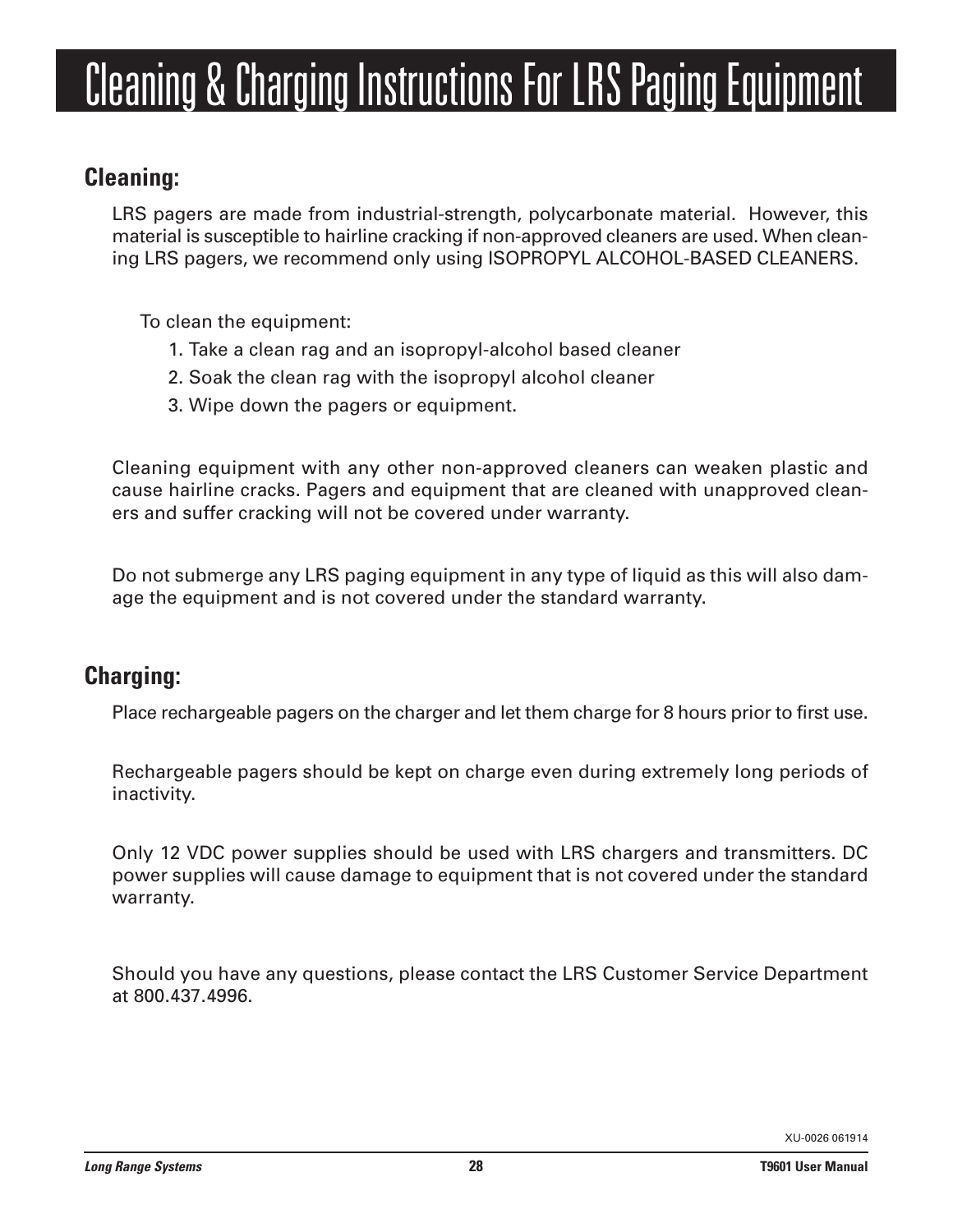# Cleaning & Charging Instructions For LRS Paging Equipment

## Cleaning:

LRS pagers are made from industrial-strength, polycarbonate material. However, this material is susceptible to hairline cracking if non-approved cleaners are used. When cleaning LRS pagers, we recommend only using ISOPROPYL ALCOHOL-BASED CLEANERS.

To clean the equipment:

1. Take a clean rag and an isopropyl-alcohol based cleaner
2. Soak the clean rag with the isopropyl alcohol cleaner
3. Wipe down the pagers or equipment.

Cleaning equipment with any other non-approved cleaners can weaken plastic and cause hairline cracks. Pagers and equipment that are cleaned with unapproved cleaners and suffer cracking will not be covered under warranty.

Do not submerge any LRS paging equipment in any type of liquid as this will also damage the equipment and is not covered under the standard warranty.

## Charging:

Place rechargeable pagers on the charger and let them charge for 8 hours prior to first use.

Rechargeable pagers should be kept on charge even during extremely long periods of inactivity.

Only 12 VDC power supplies should be used with LRS chargers and transmitters. DC power supplies will cause damage to equipment that is not covered under the standard warranty.

Should you have any questions, please contact the LRS Customer Service Department at 800.437.4996.

XU-0026 061914